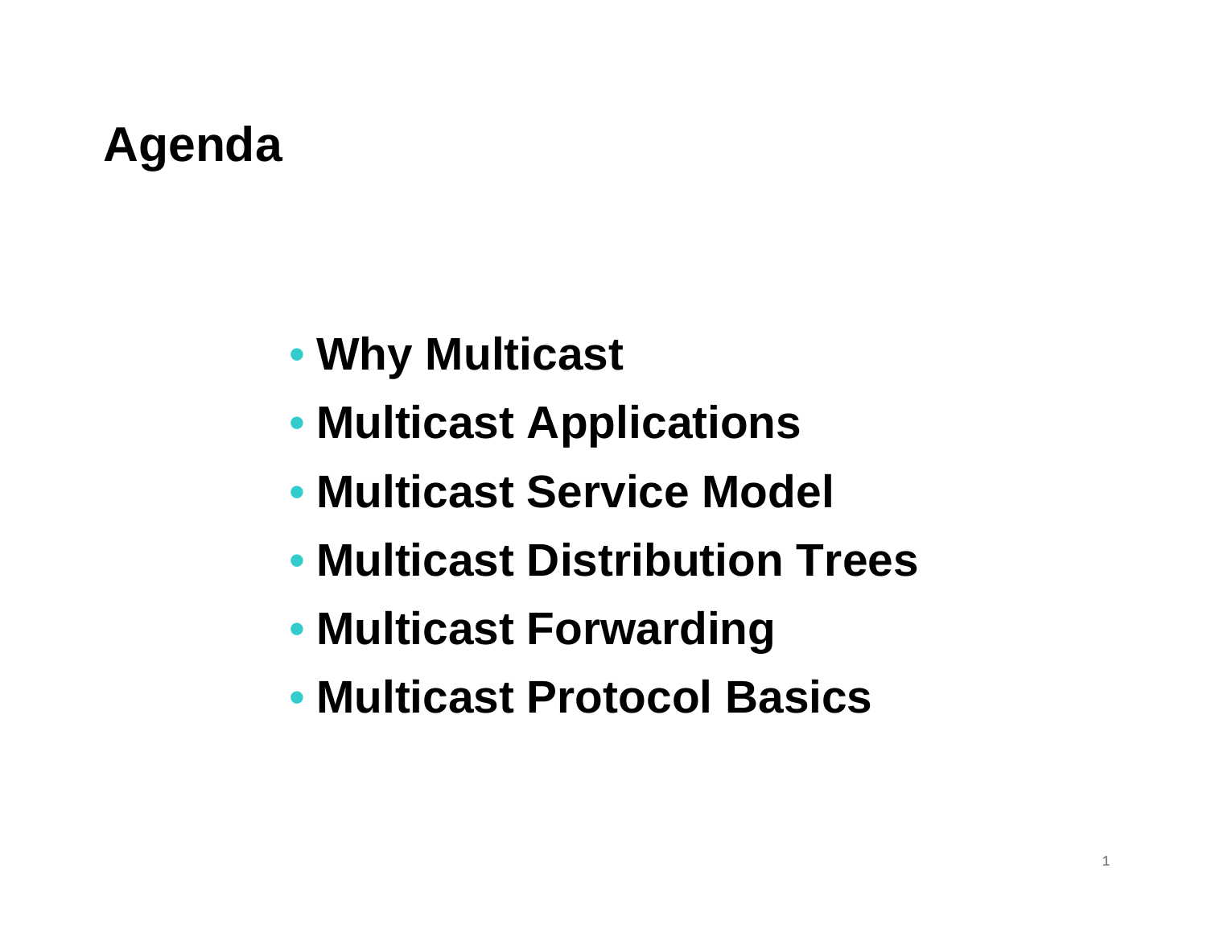# Agenda

- **Why Multicast**
- **Multicast Applications**
- **Multicast Service Model**
- **Multicast Distribution Trees**
- **Multicast Forwarding**
- **Multicast Protocol Basics**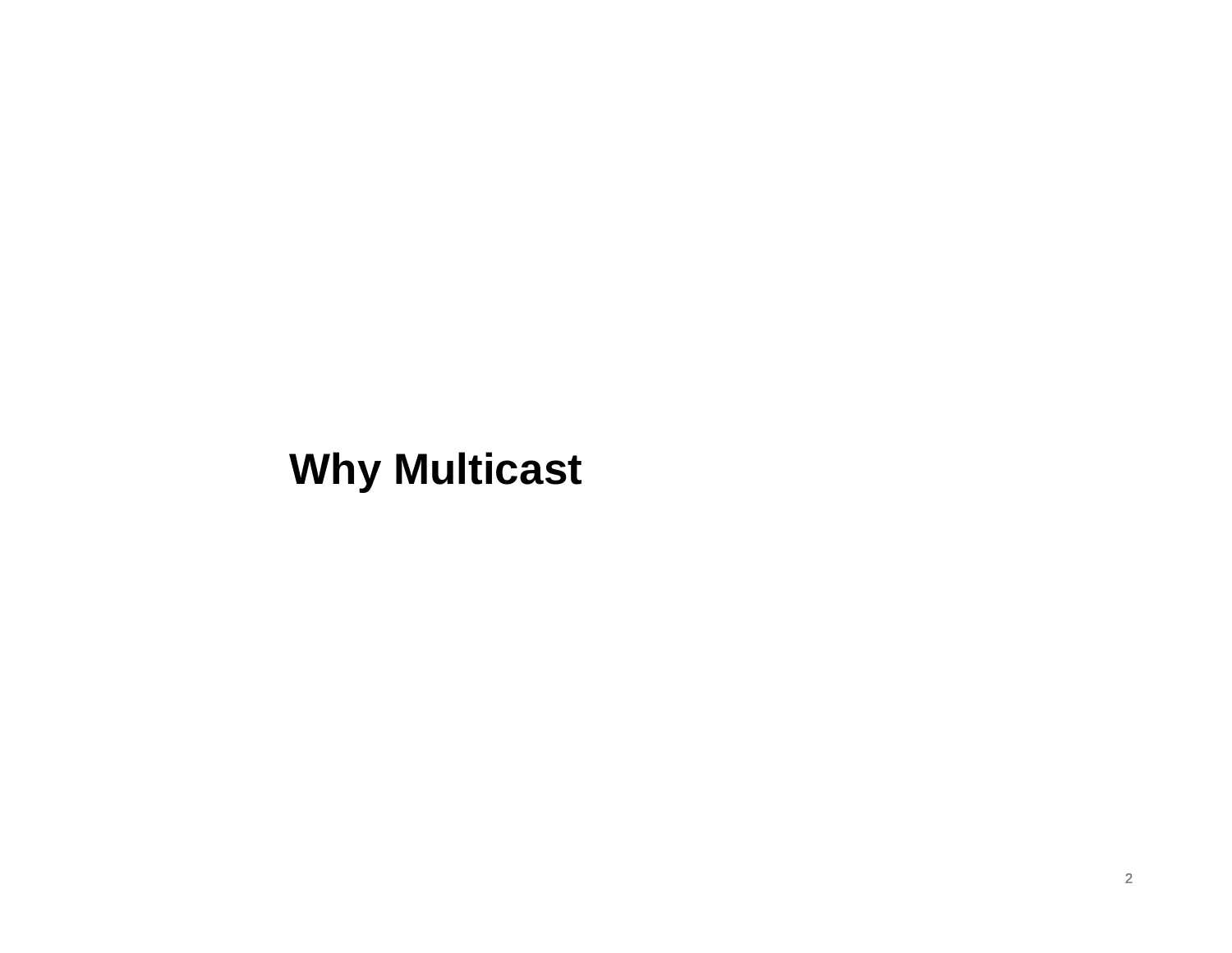# Why Multicast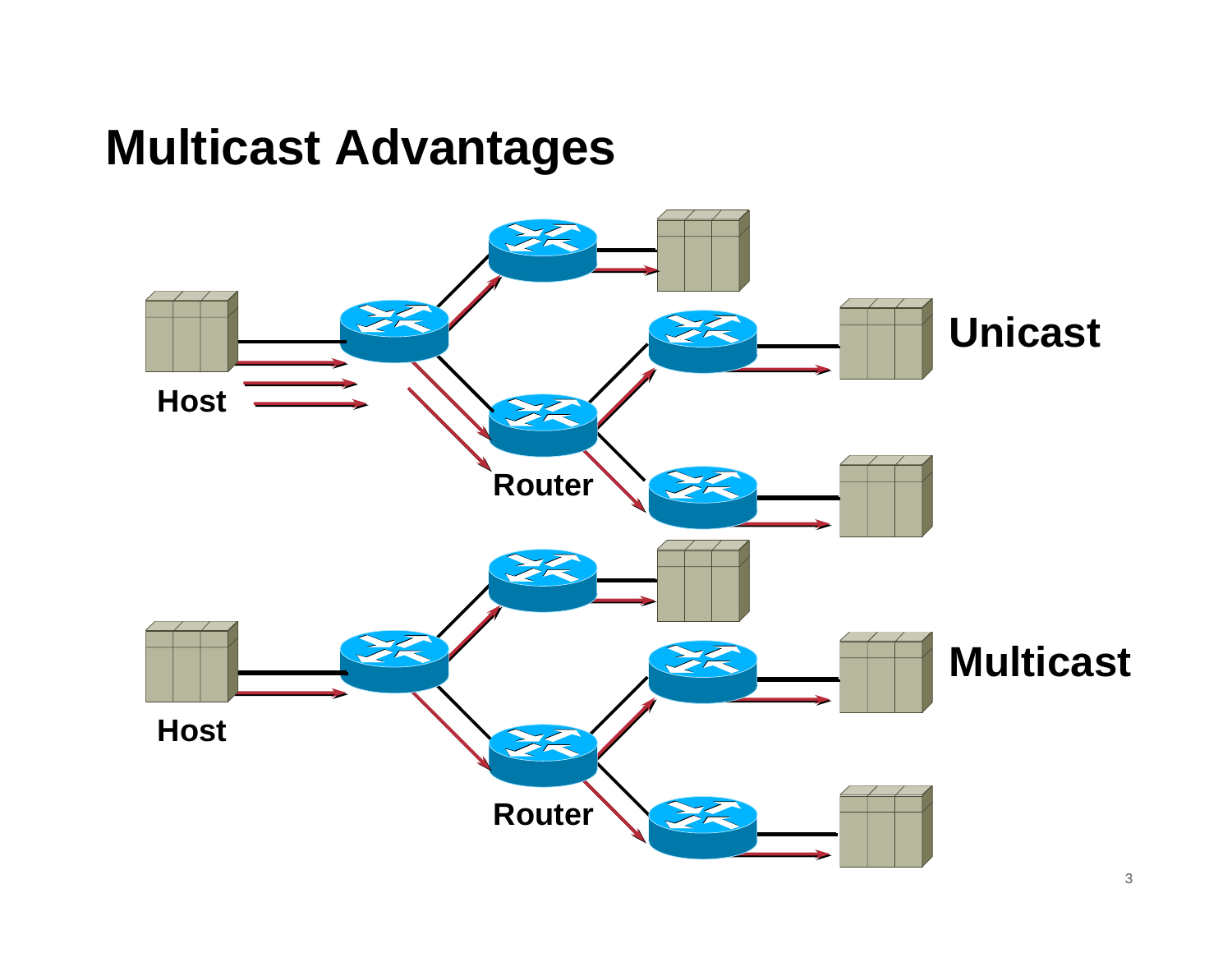# Multicast Advantages

Host

Router

Unicast

Host

Router

Multicast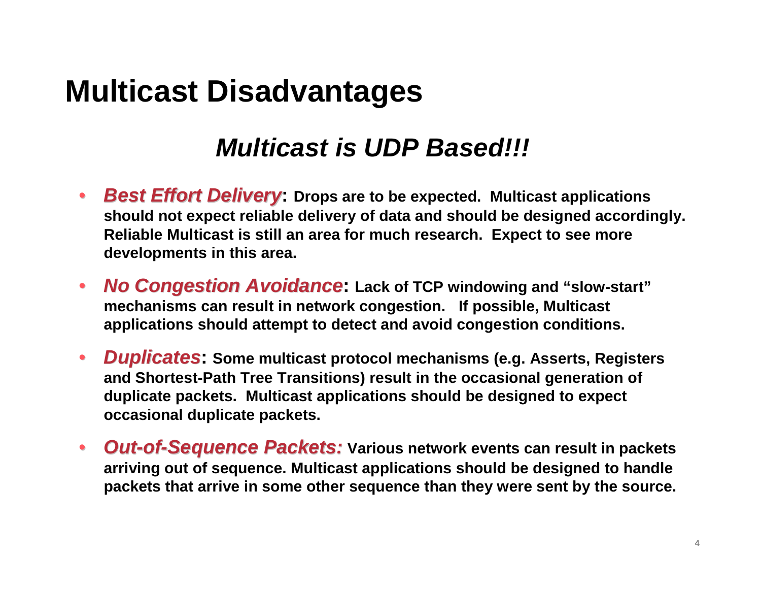# Multicast Disadvantages

## *Multicast is UDP Based!!!*

- ***Best Effort Delivery*: Drops are to be expected. Multicast applications should not expect reliable delivery of data and should be designed accordingly. Reliable Multicast is still an area for much research. Expect to see more developments in this area.**
- ***No Congestion Avoidance*: Lack of TCP windowing and "slow-start" mechanisms can result in network congestion. If possible, Multicast applications should attempt to detect and avoid congestion conditions.**
- ***Duplicates*: Some multicast protocol mechanisms (e.g. Asserts, Registers and Shortest-Path Tree Transitions) result in the occasional generation of duplicate packets. Multicast applications should be designed to expect occasional duplicate packets.**
- ***Out-of-Sequence Packets:* Various network events can result in packets arriving out of sequence. Multicast applications should be designed to handle packets that arrive in some other sequence than they were sent by the source.**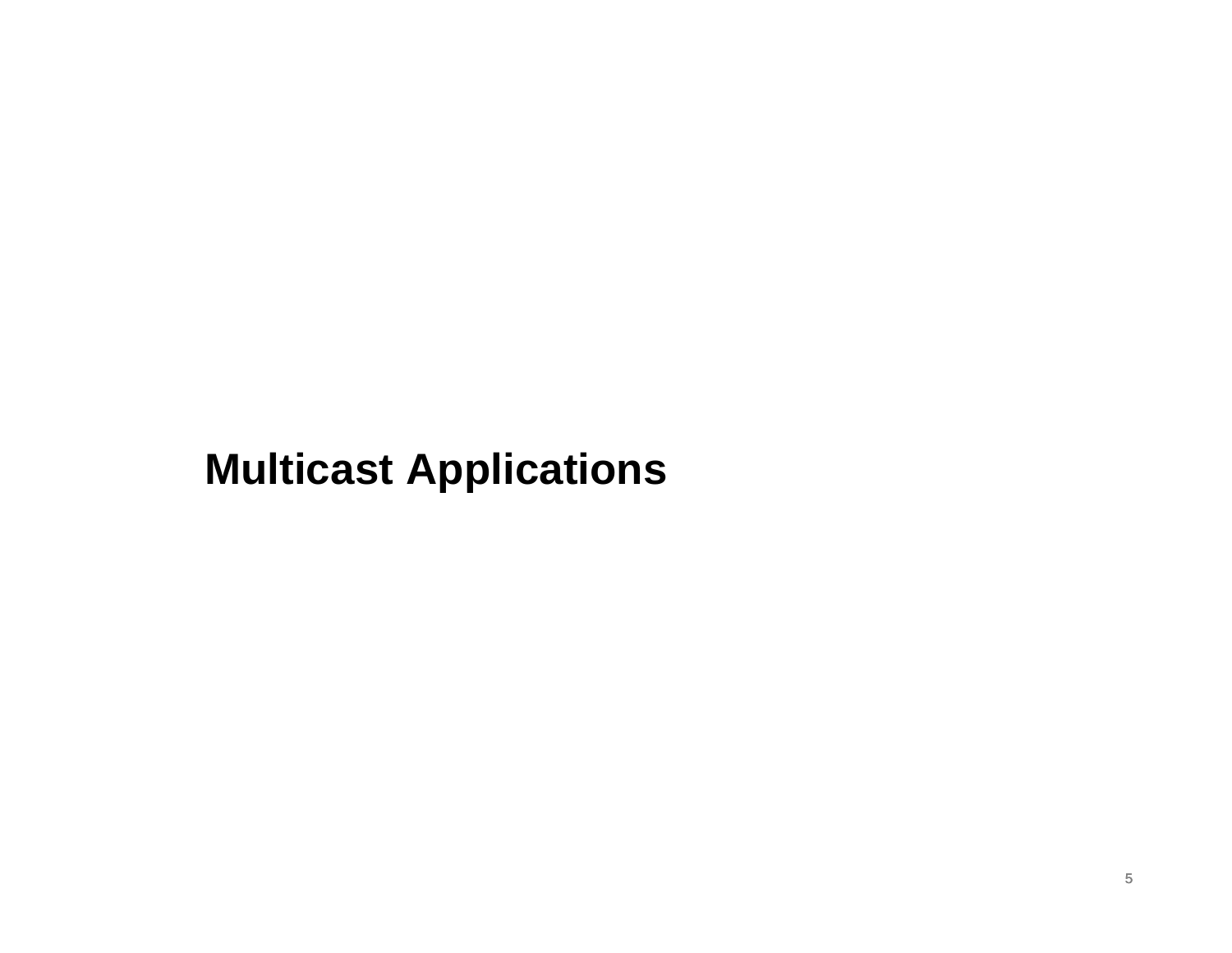# Multicast Applications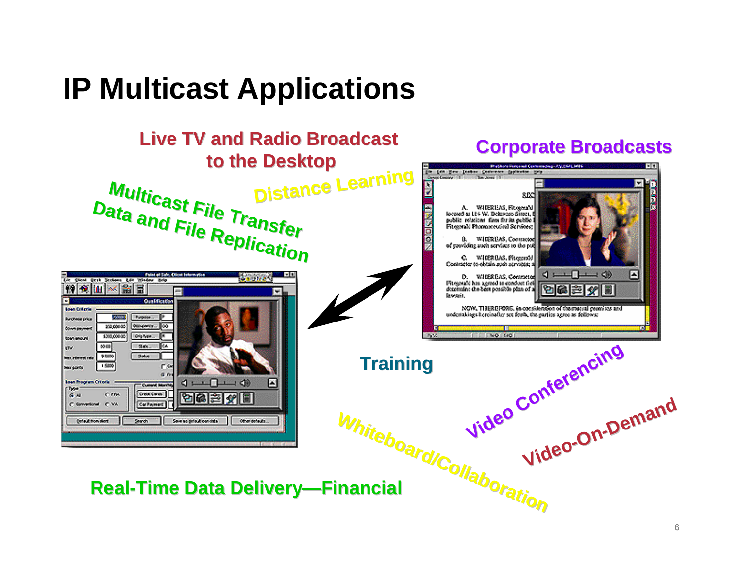# IP Multicast Applications

Live TV and Radio Broadcast to the Desktop

Corporate Broadcasts

Distance Learning

Multicast File Transfer

Data and File Replication

Training

Video Conferencing

Video-On-Demand

Whiteboard/Collaboration

Real-Time Data Delivery—Financial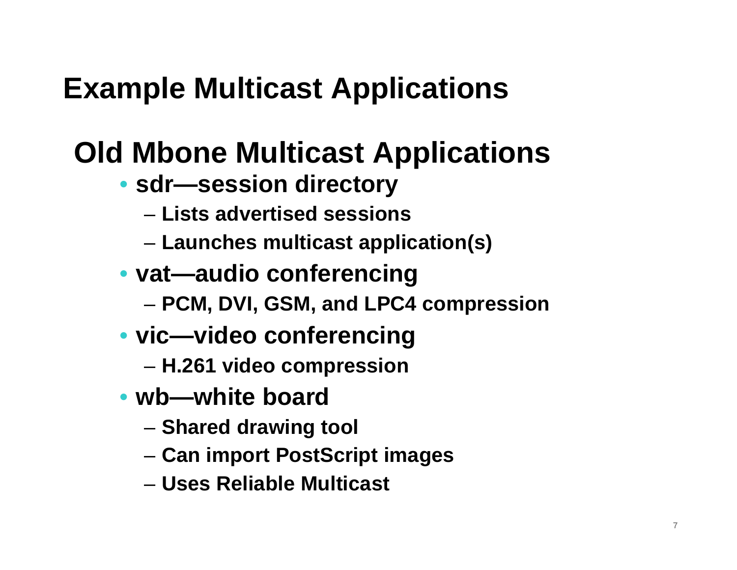# Example Multicast Applications

## Old Mbone Multicast Applications

- **sdr—session directory**
  - **Lists advertised sessions**
  - **Launches multicast application(s)**
- **vat—audio conferencing**
  - **PCM, DVI, GSM, and LPC4 compression**
- **vic—video conferencing**
  - **H.261 video compression**
- **wb—white board**
  - **Shared drawing tool**
  - **Can import PostScript images**
  - **Uses Reliable Multicast**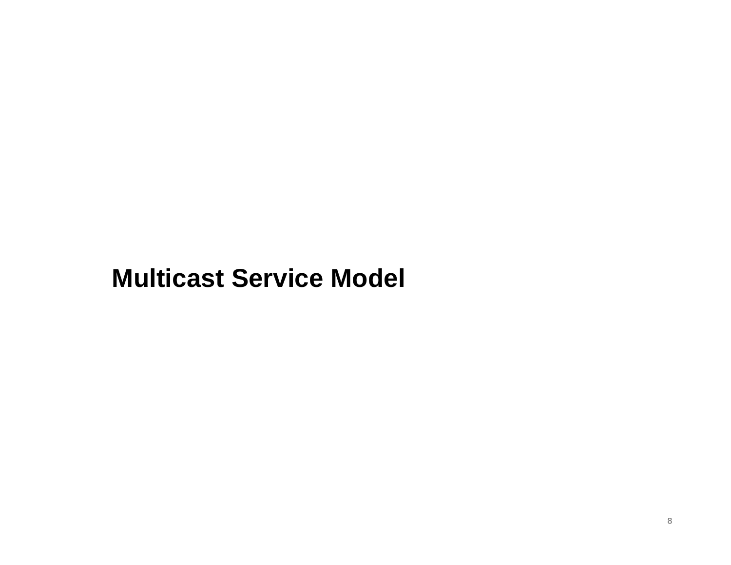# Multicast Service Model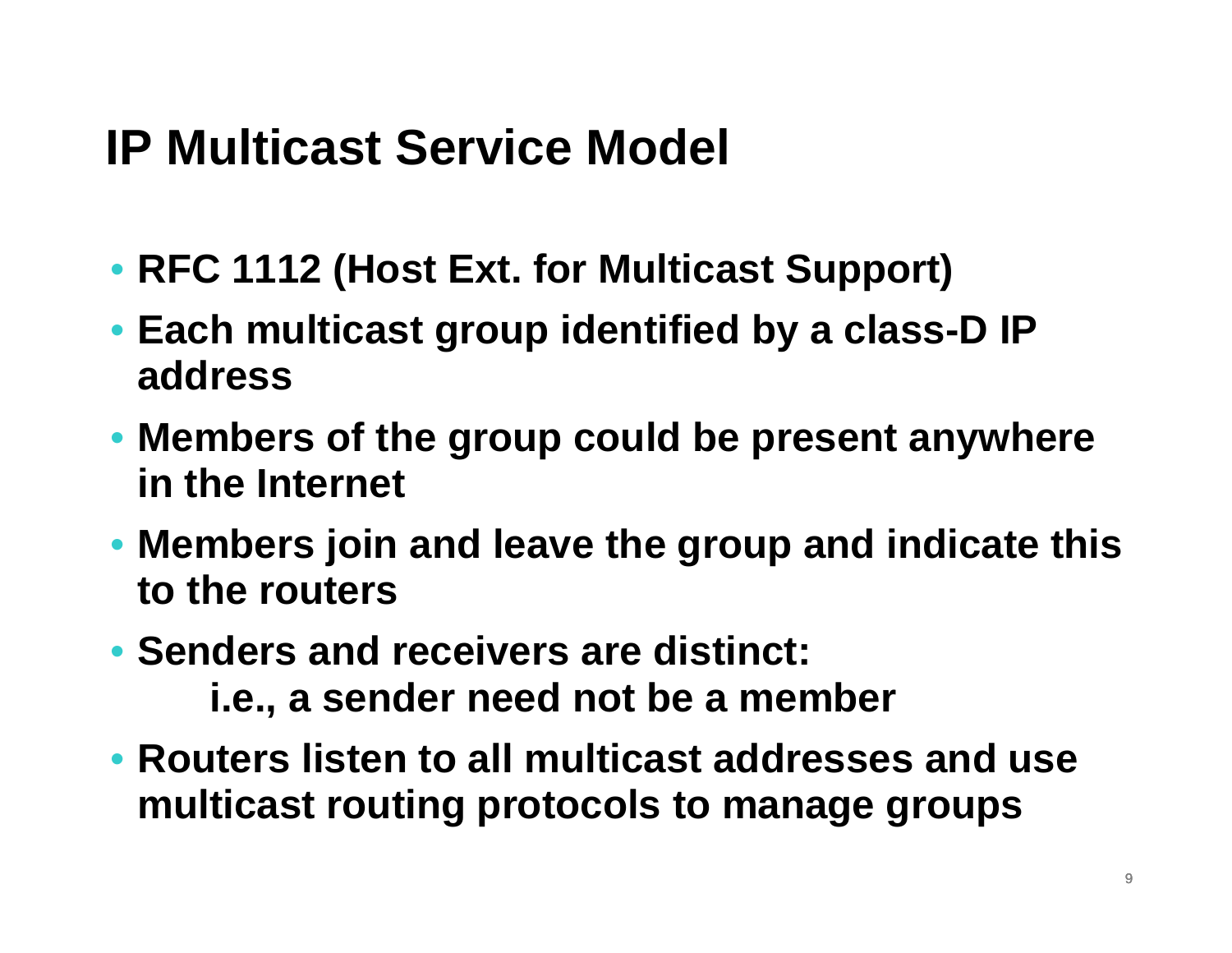# IP Multicast Service Model

- RFC 1112 (Host Ext. for Multicast Support)
- Each multicast group identified by a class-D IP address
- Members of the group could be present anywhere in the Internet
- Members join and leave the group and indicate this to the routers
- Senders and receivers are distinct:
  i.e., a sender need not be a member
- Routers listen to all multicast addresses and use multicast routing protocols to manage groups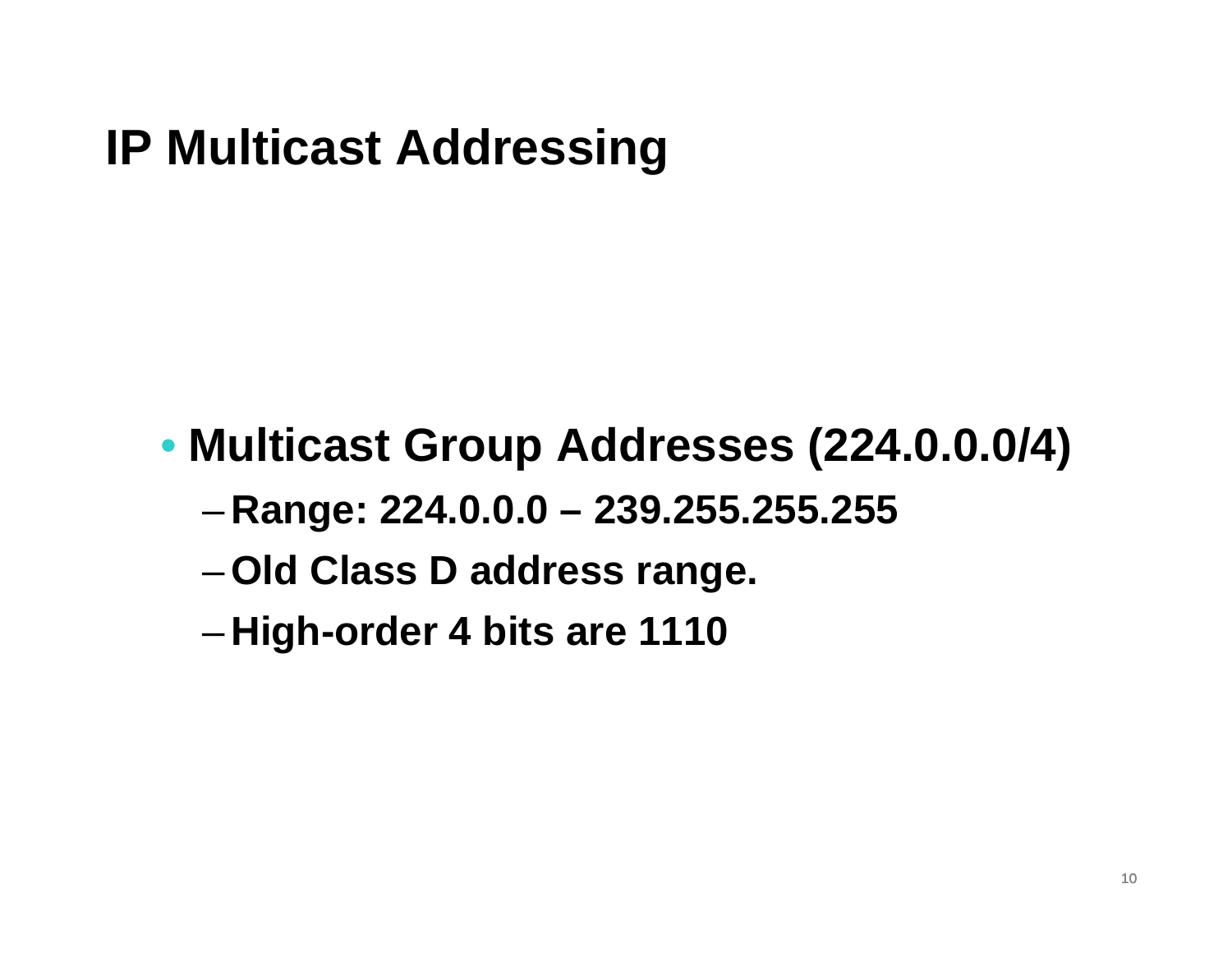# IP Multicast Addressing

- **Multicast Group Addresses (224.0.0.0/4)**
  - **Range: 224.0.0.0 – 239.255.255.255**
  - **Old Class D address range.**
  - **High-order 4 bits are 1110**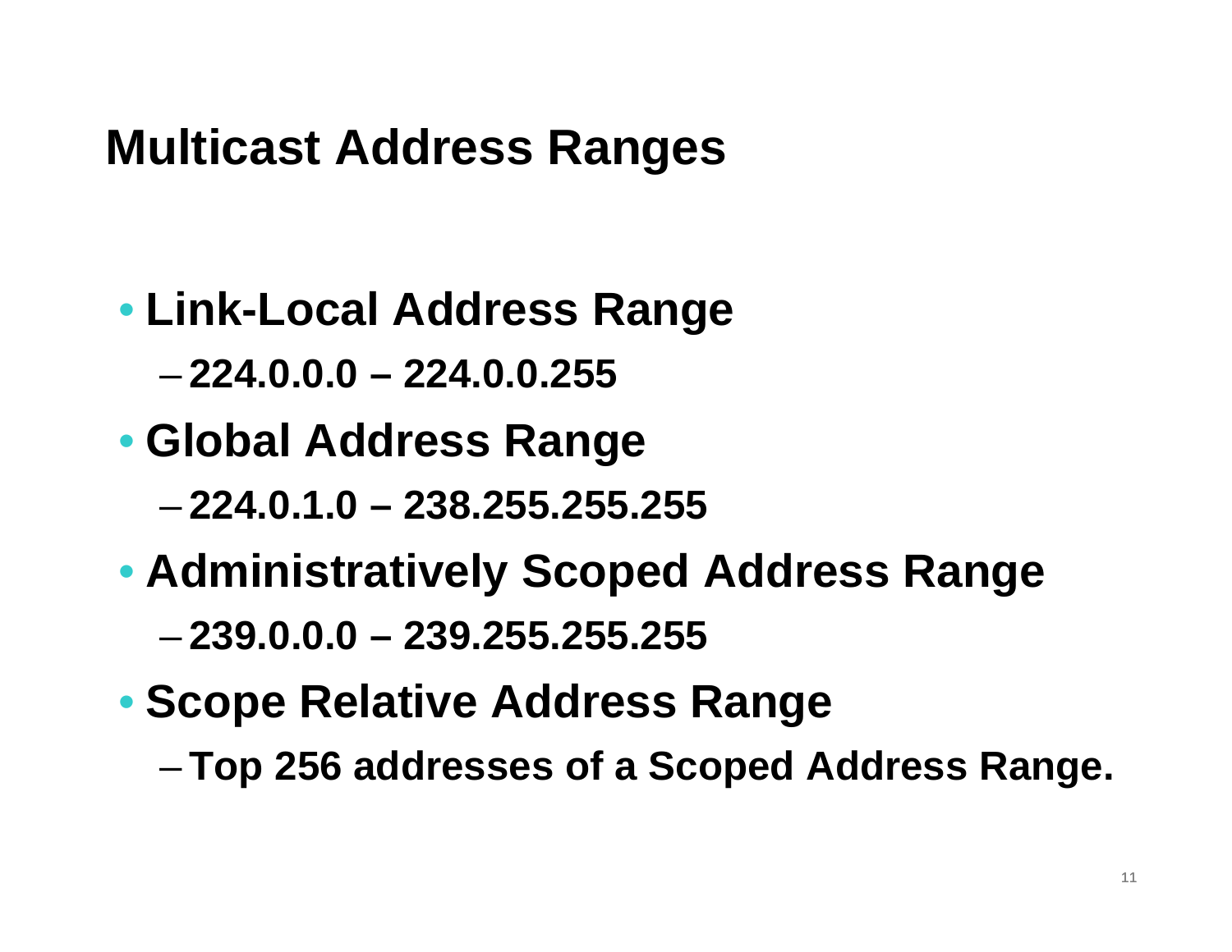# Multicast Address Ranges

- **Link-Local Address Range**
  - **224.0.0.0 – 224.0.0.255**
- **Global Address Range**
  - **224.0.1.0 – 238.255.255.255**
- **Administratively Scoped Address Range**
  - **239.0.0.0 – 239.255.255.255**
- **Scope Relative Address Range**
  - **Top 256 addresses of a Scoped Address Range.**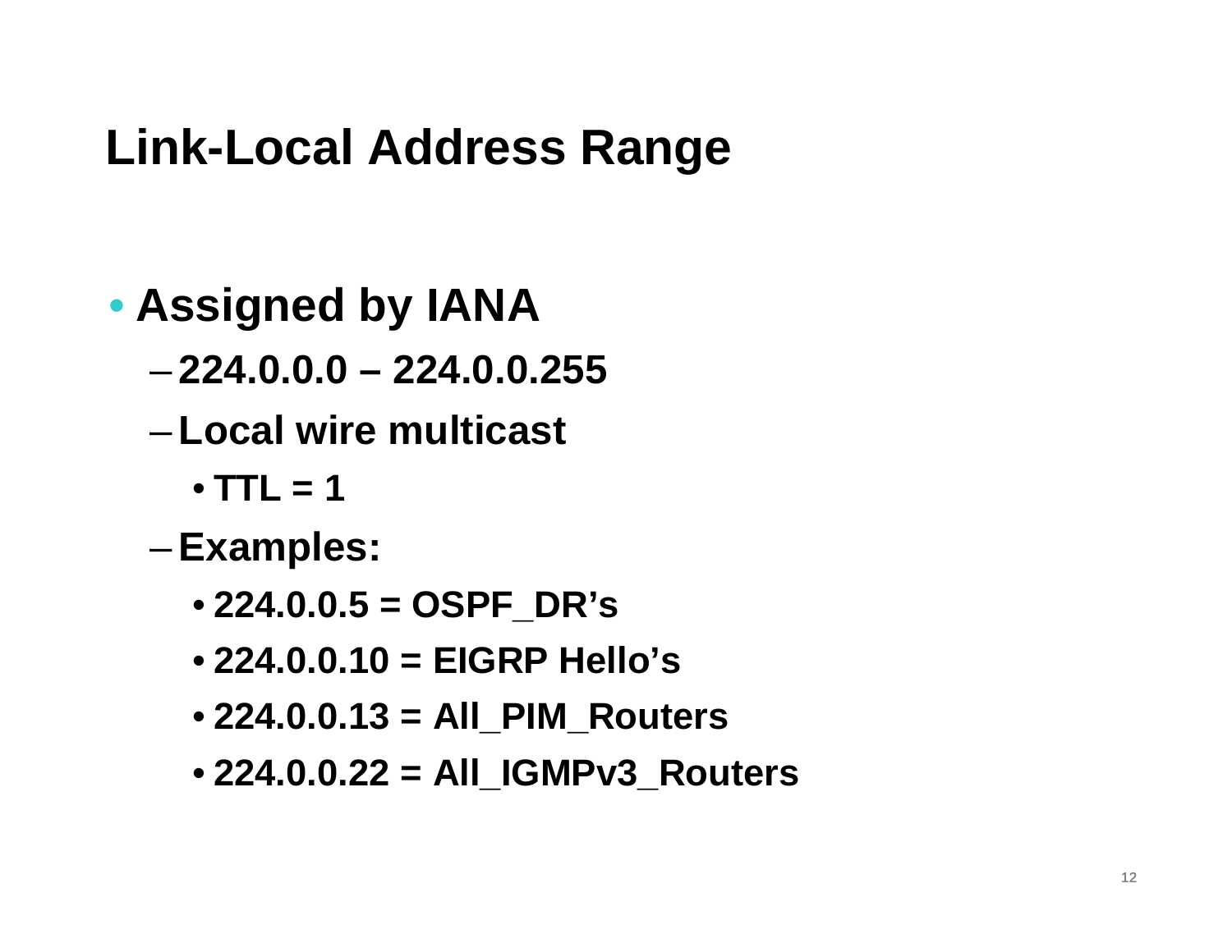# Link-Local Address Range

- **Assigned by IANA**
  - **224.0.0.0 – 224.0.0.255**
  - **Local wire multicast**
    - **TTL = 1**
  - **Examples:**
    - **224.0.0.5 = OSPF_DR's**
    - **224.0.0.10 = EIGRP Hello's**
    - **224.0.0.13 = All_PIM_Routers**
    - **224.0.0.22 = All_IGMPv3_Routers**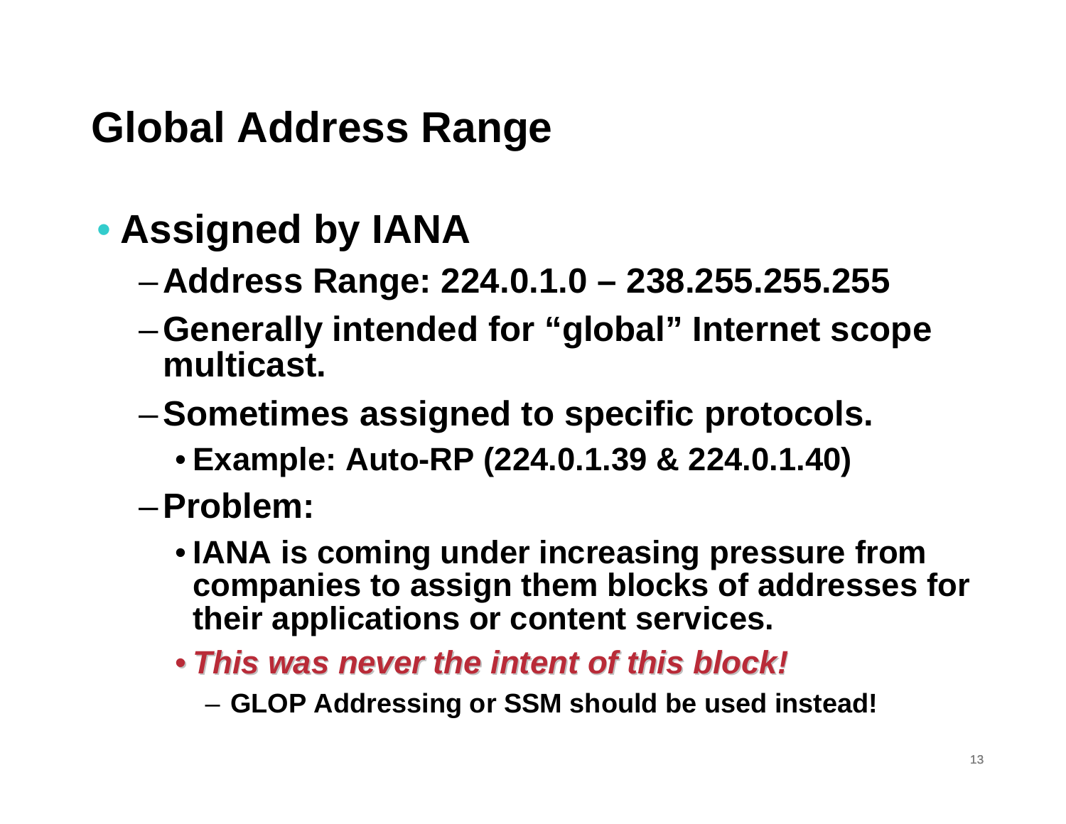# Global Address Range

- **Assigned by IANA**
  - **Address Range: 224.0.1.0 – 238.255.255.255**
  - **Generally intended for "global" Internet scope multicast.**
  - **Sometimes assigned to specific protocols.**
    - **Example: Auto-RP (224.0.1.39 & 224.0.1.40)**
  - **Problem:**
    - **IANA is coming under increasing pressure from companies to assign them blocks of addresses for their applications or content services.**
    - ***This was never the intent of this block!***
      - **GLOP Addressing or SSM should be used instead!**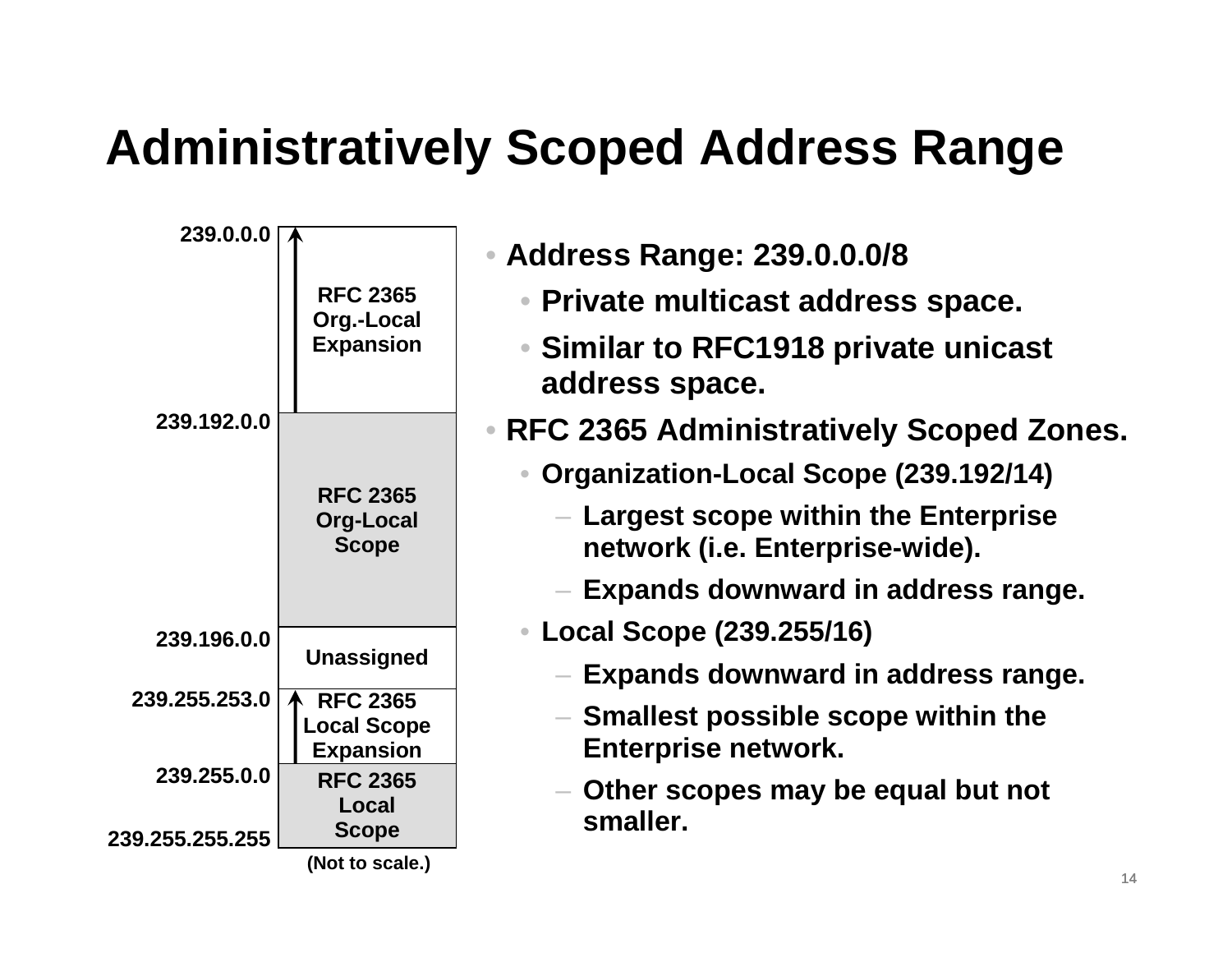# Administratively Scoped Address Range

| Address | Range |
|---|---|
| 239.0.0.0 | RFC 2365 Org.-Local Expansion |
| 239.192.0.0 | RFC 2365 Org-Local Scope |
| 239.196.0.0 | Unassigned |
| 239.255.253.0 | RFC 2365 Local Scope Expansion |
| 239.255.0.0 | RFC 2365 Local Scope |
| 239.255.255.255 | |

(Not to scale.)

- **Address Range: 239.0.0.0/8**
  - **Private multicast address space.**
  - **Similar to RFC1918 private unicast address space.**
- **RFC 2365 Administratively Scoped Zones.**
  - **Organization-Local Scope (239.192/14)**
    - **Largest scope within the Enterprise network (i.e. Enterprise-wide).**
    - **Expands downward in address range.**
  - **Local Scope (239.255/16)**
    - **Expands downward in address range.**
    - **Smallest possible scope within the Enterprise network.**
    - **Other scopes may be equal but not smaller.**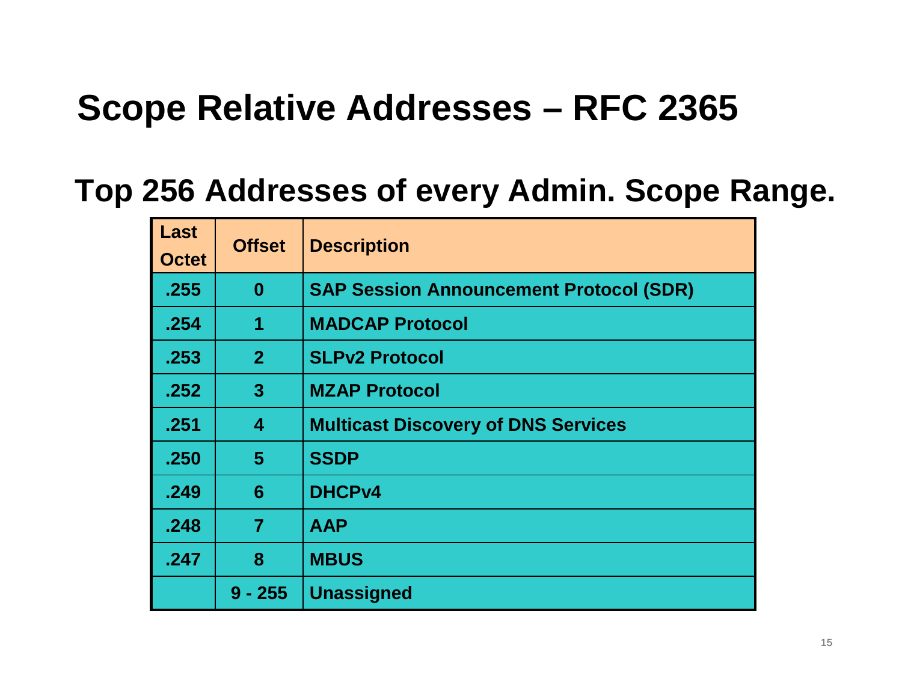# Scope Relative Addresses – RFC 2365

## Top 256 Addresses of every Admin. Scope Range.

| Last Octet | Offset | Description |
|---|---|---|
| .255 | 0 | SAP Session Announcement Protocol (SDR) |
| .254 | 1 | MADCAP Protocol |
| .253 | 2 | SLPv2 Protocol |
| .252 | 3 | MZAP Protocol |
| .251 | 4 | Multicast Discovery of DNS Services |
| .250 | 5 | SSDP |
| .249 | 6 | DHCPv4 |
| .248 | 7 | AAP |
| .247 | 8 | MBUS |
| | 9 - 255 | Unassigned |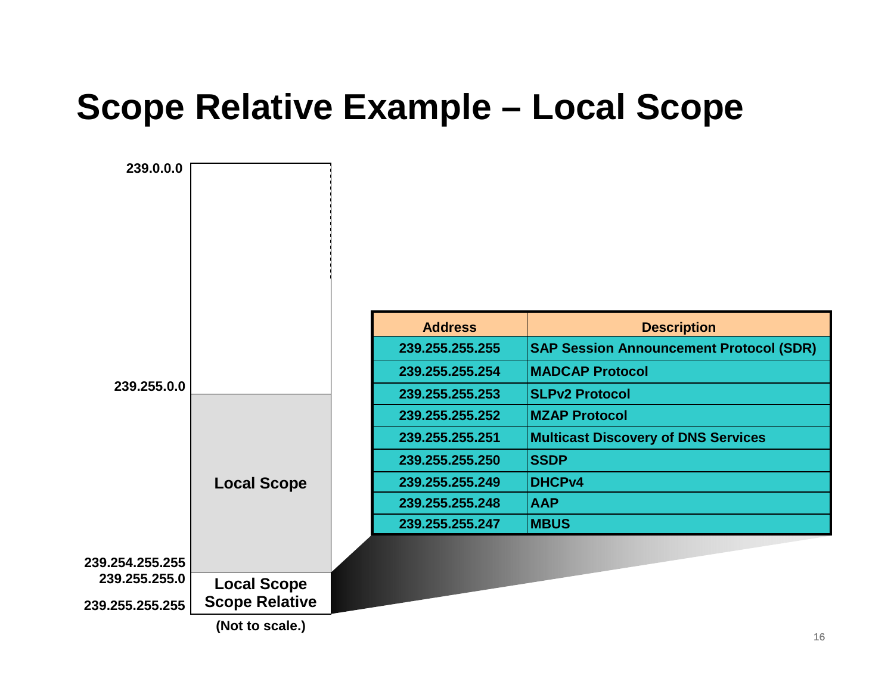# Scope Relative Example – Local Scope

239.0.0.0

239.255.0.0

Local Scope

239.254.255.255

239.255.255.0

Local Scope
Scope Relative

239.255.255.255

(Not to scale.)

| Address | Description |
|---|---|
| 239.255.255.255 | SAP Session Announcement Protocol (SDR) |
| 239.255.255.254 | MADCAP Protocol |
| 239.255.255.253 | SLPv2 Protocol |
| 239.255.255.252 | MZAP Protocol |
| 239.255.255.251 | Multicast Discovery of DNS Services |
| 239.255.255.250 | SSDP |
| 239.255.255.249 | DHCPv4 |
| 239.255.255.248 | AAP |
| 239.255.255.247 | MBUS |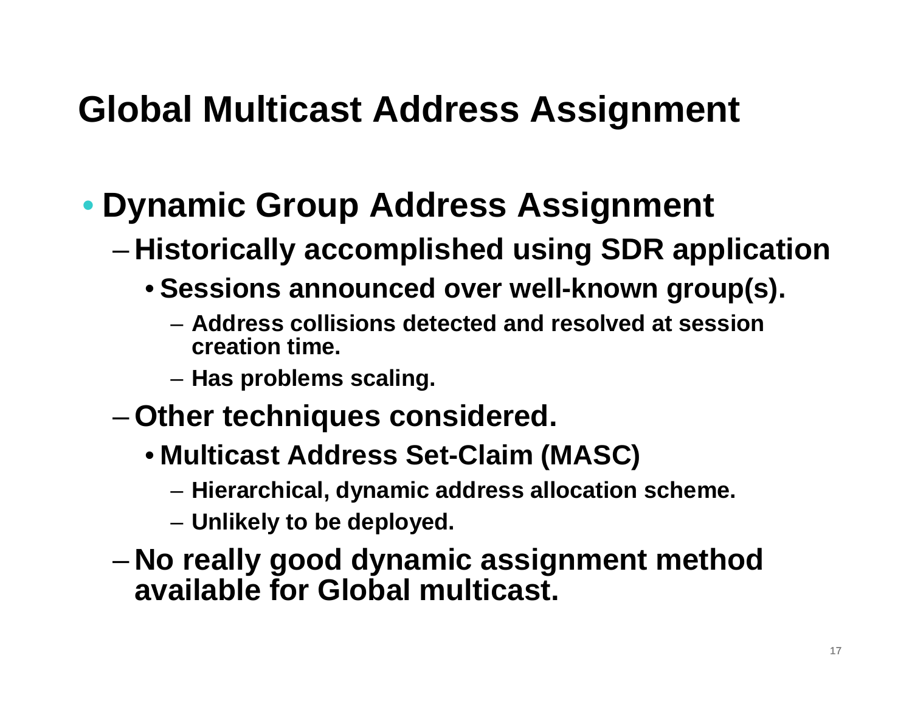# Global Multicast Address Assignment

- **Dynamic Group Address Assignment**
  - **Historically accomplished using SDR application**
    - **Sessions announced over well-known group(s).**
      - **Address collisions detected and resolved at session creation time.**
      - **Has problems scaling.**
  - **Other techniques considered.**
    - **Multicast Address Set-Claim (MASC)**
      - **Hierarchical, dynamic address allocation scheme.**
      - **Unlikely to be deployed.**
  - **No really good dynamic assignment method available for Global multicast.**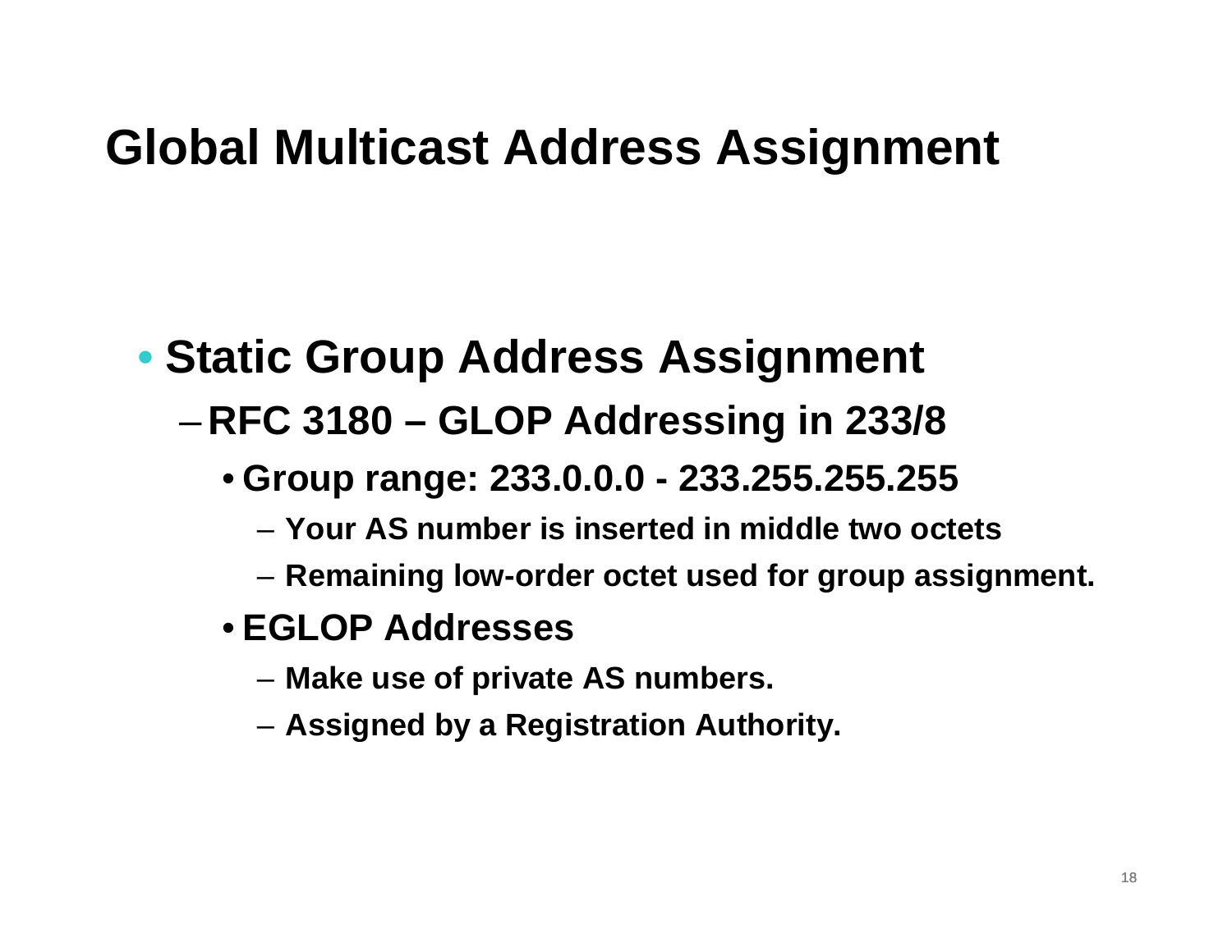# Global Multicast Address Assignment

- **Static Group Address Assignment**
  - **RFC 3180 – GLOP Addressing in 233/8**
    - **Group range: 233.0.0.0 - 233.255.255.255**
      - **Your AS number is inserted in middle two octets**
      - **Remaining low-order octet used for group assignment.**
    - **EGLOP Addresses**
      - **Make use of private AS numbers.**
      - **Assigned by a Registration Authority.**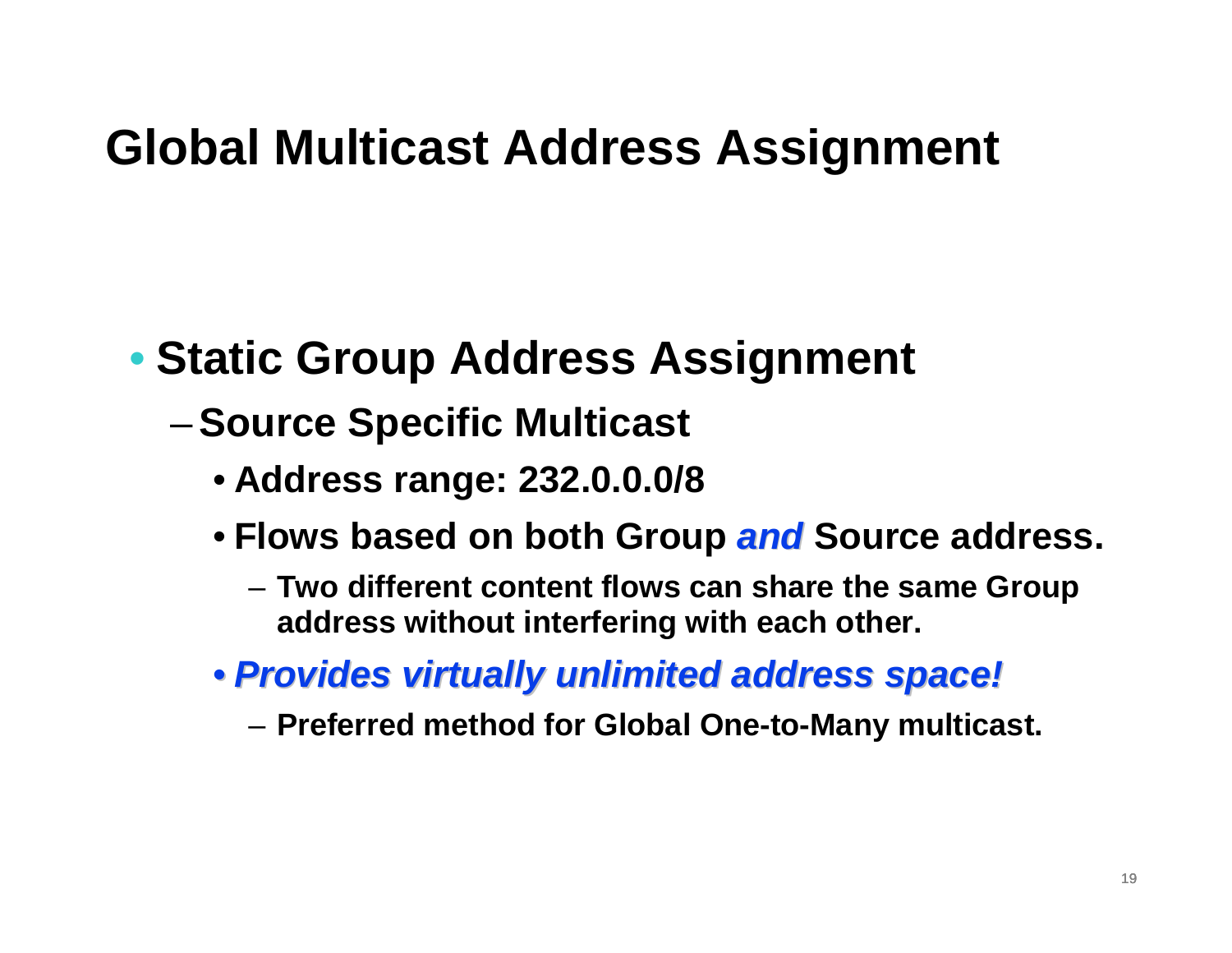# Global Multicast Address Assignment

- **Static Group Address Assignment**
  - **Source Specific Multicast**
    - **Address range: 232.0.0.0/8**
    - **Flows based on both Group *and* Source address.**
      - **Two different content flows can share the same Group address without interfering with each other.**
    - ***Provides virtually unlimited address space!***
      - **Preferred method for Global One-to-Many multicast.**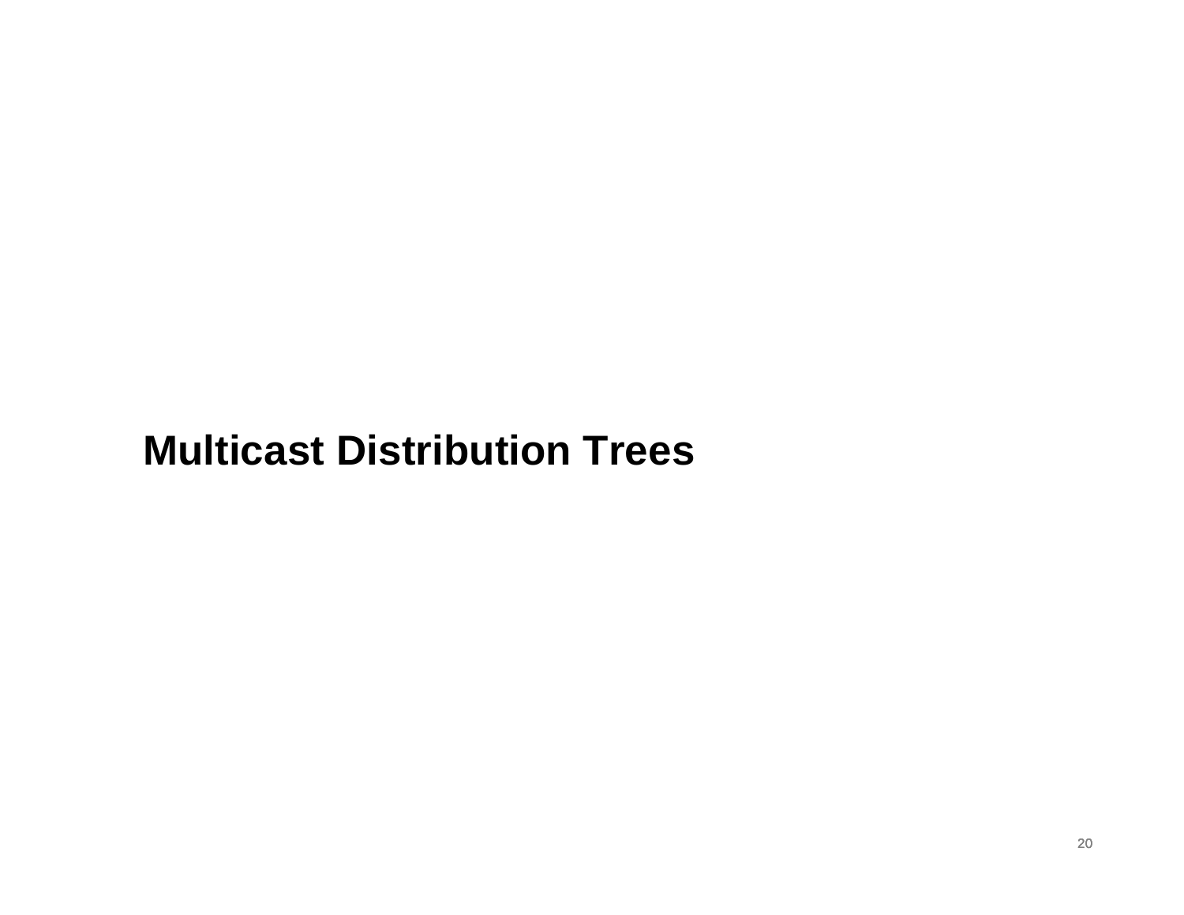# Multicast Distribution Trees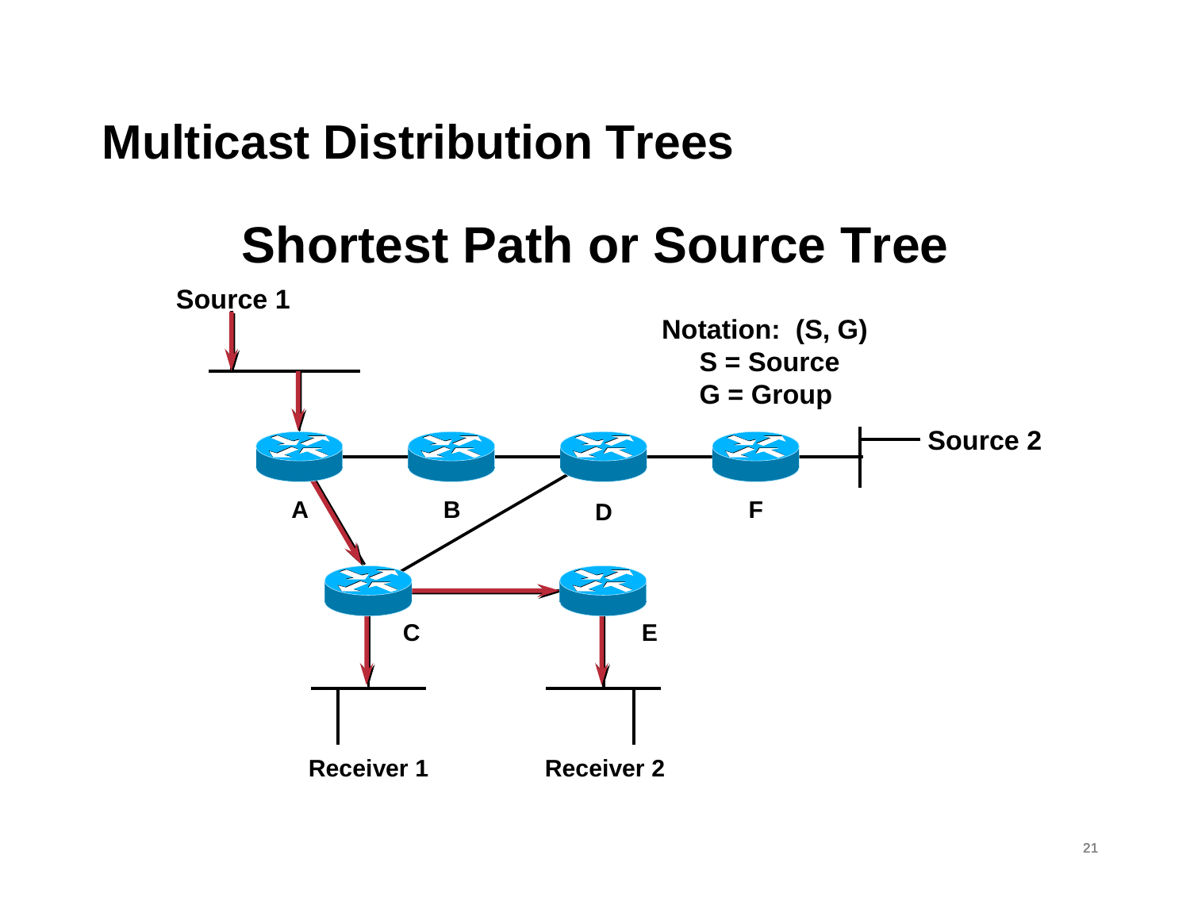# Multicast Distribution Trees

## Shortest Path or Source Tree

Source 1

**Notation: (S, G)**
**S = Source**
**G = Group**

Source 2

A

B

D

F

C

E

Receiver 1

Receiver 2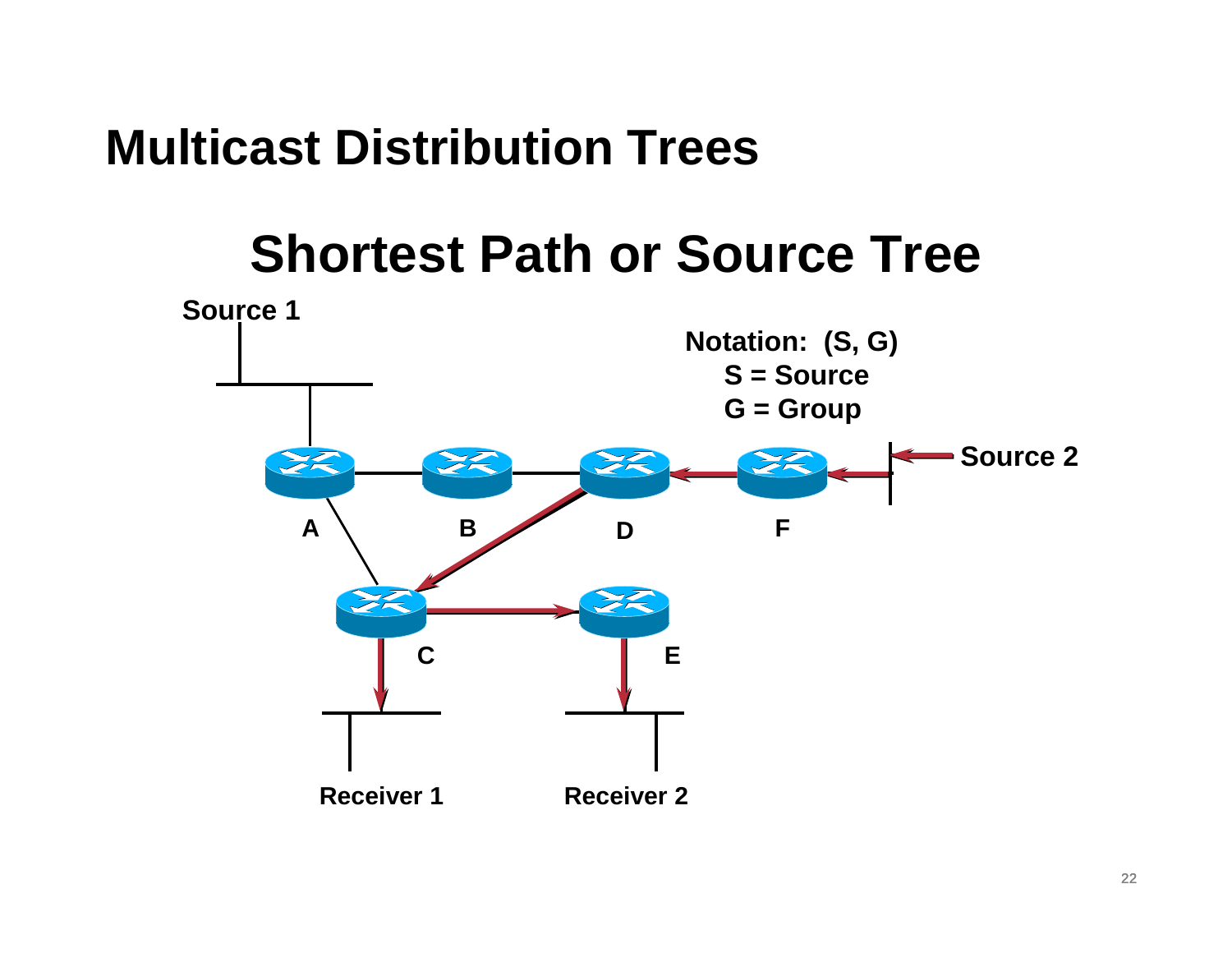# Multicast Distribution Trees

## Shortest Path or Source Tree

Source 1

Notation: (S, G)
S = Source
G = Group

Source 2

A B D F

C E

Receiver 1 Receiver 2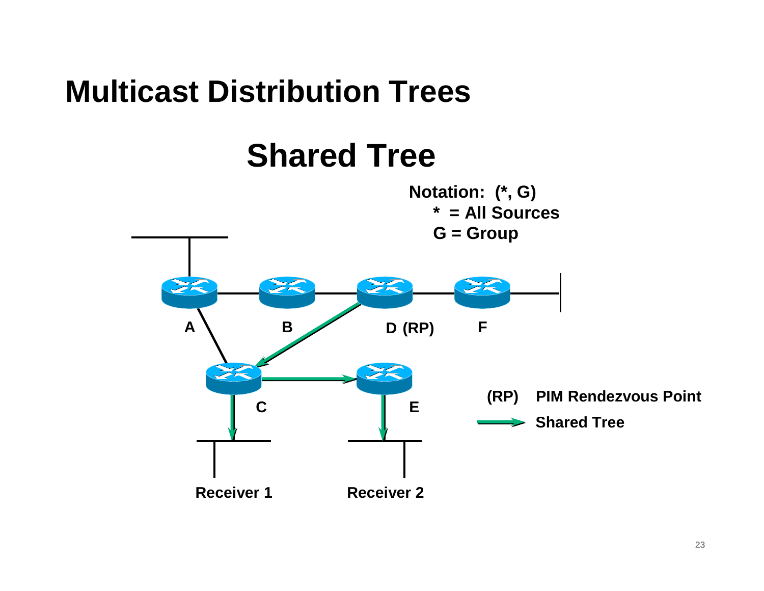# Multicast Distribution Trees

## Shared Tree

**Notation: (*, G)**
**\* = All Sources**
**G = Group**

A

B

D (RP)

F

C

E

Receiver 1

Receiver 2

**(RP)** PIM Rendezvous Point

Shared Tree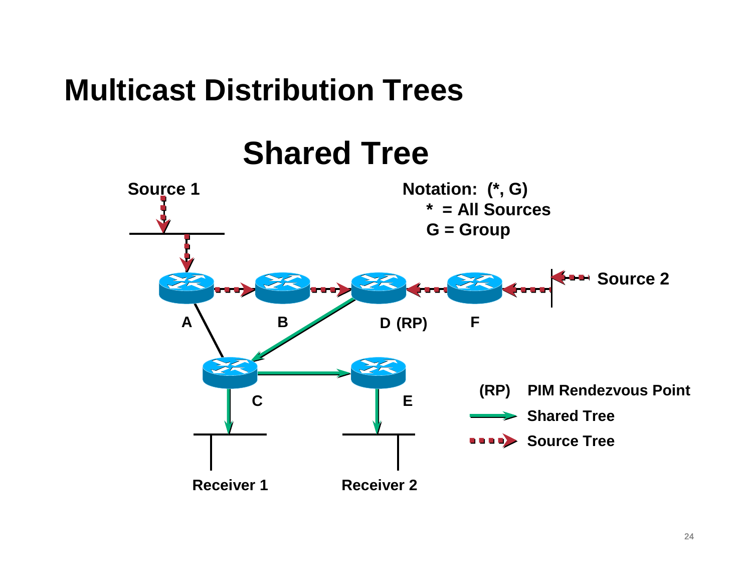# Multicast Distribution Trees

## Shared Tree

Source 1

Notation: (*, G)
 * = All Sources
 G = Group

Source 2

A B D (RP) F

C E

Receiver 1 Receiver 2

(RP) PIM Rendezvous Point

Shared Tree

Source Tree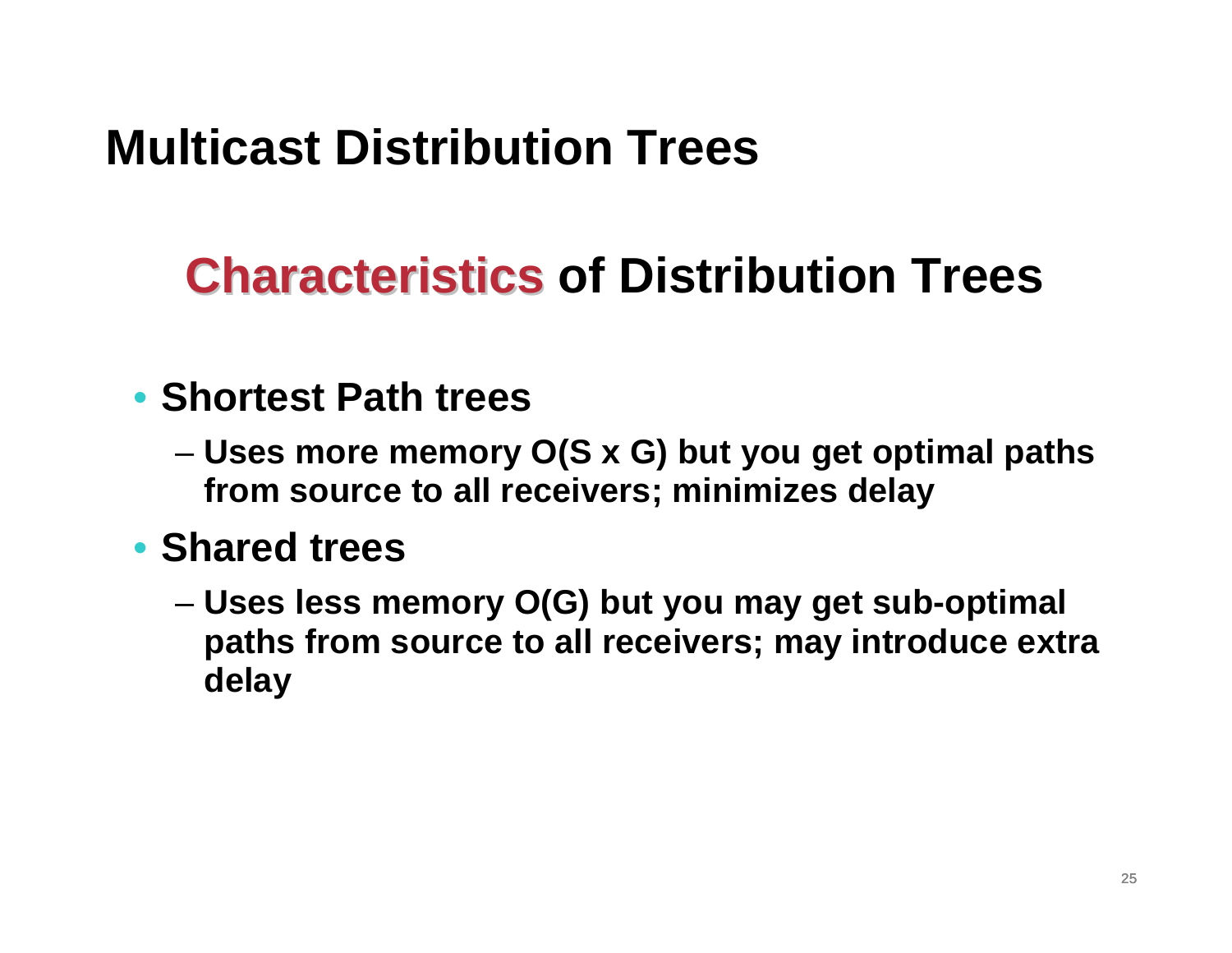# Multicast Distribution Trees

## Characteristics of Distribution Trees

- **Shortest Path trees**
  - **Uses more memory O(S x G) but you get optimal paths from source to all receivers; minimizes delay**
- **Shared trees**
  - **Uses less memory O(G) but you may get sub-optimal paths from source to all receivers; may introduce extra delay**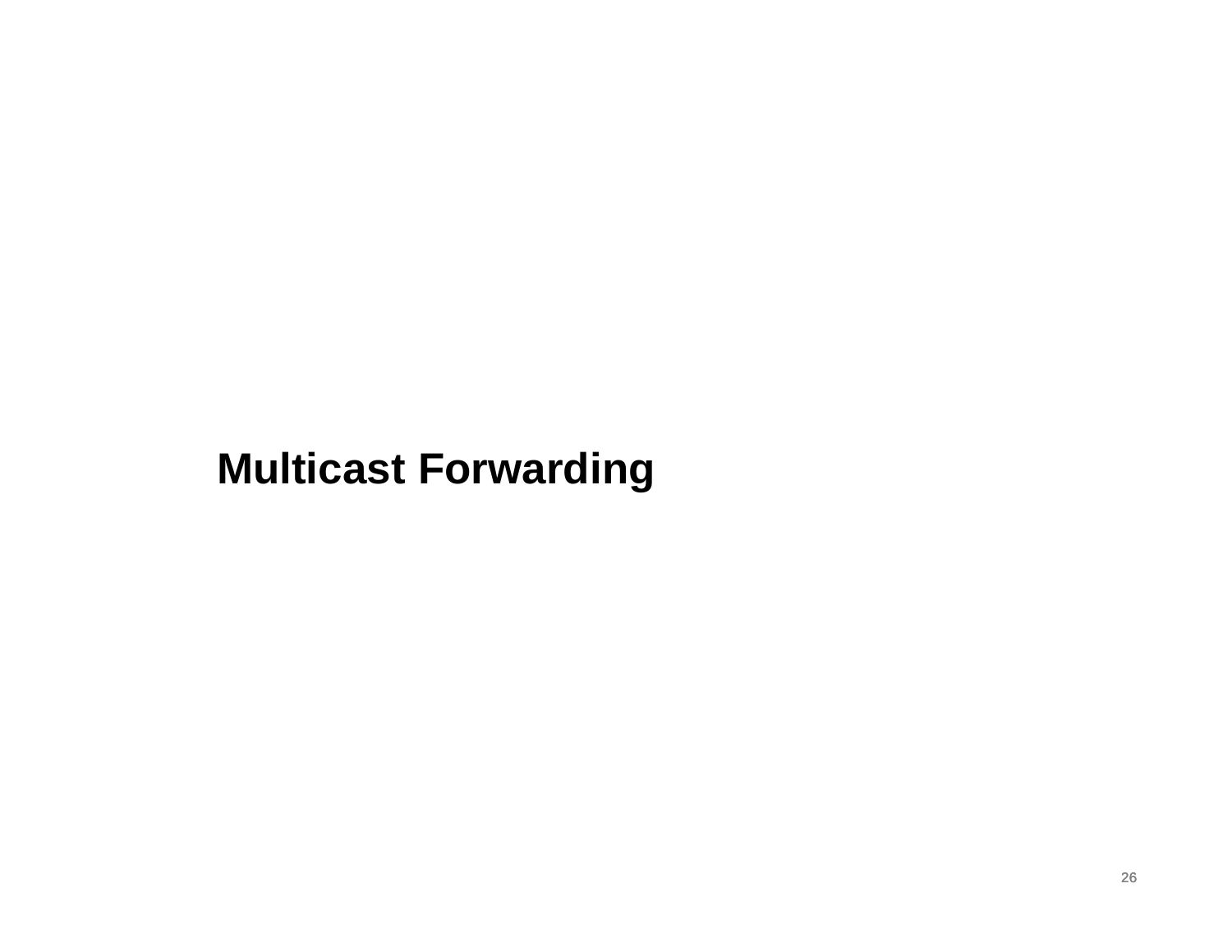# Multicast Forwarding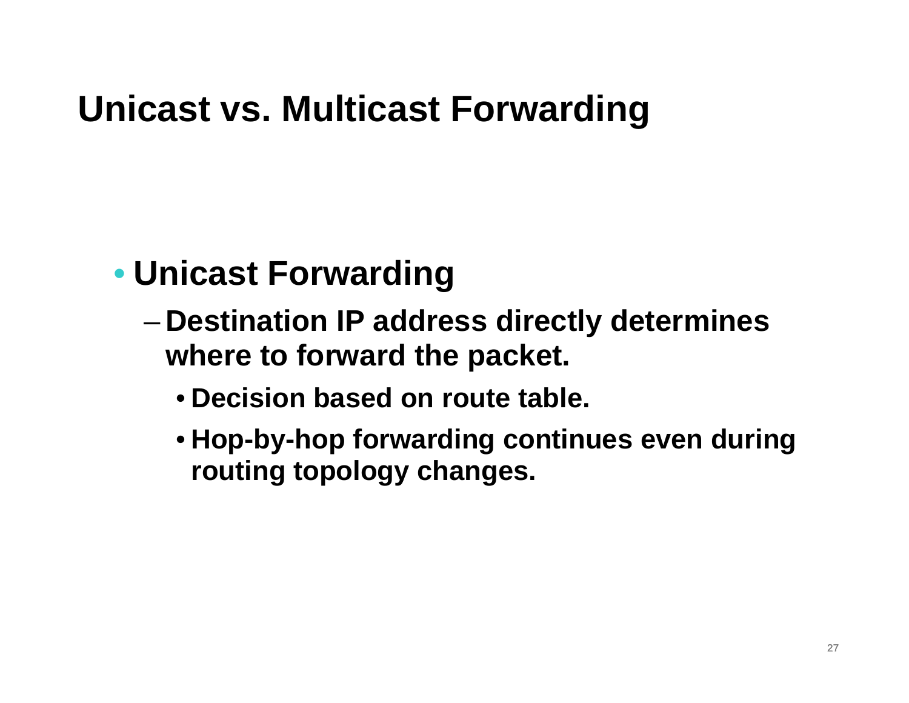# Unicast vs. Multicast Forwarding

- **Unicast Forwarding**
  - **Destination IP address directly determines where to forward the packet.**
    - **Decision based on route table.**
    - **Hop-by-hop forwarding continues even during routing topology changes.**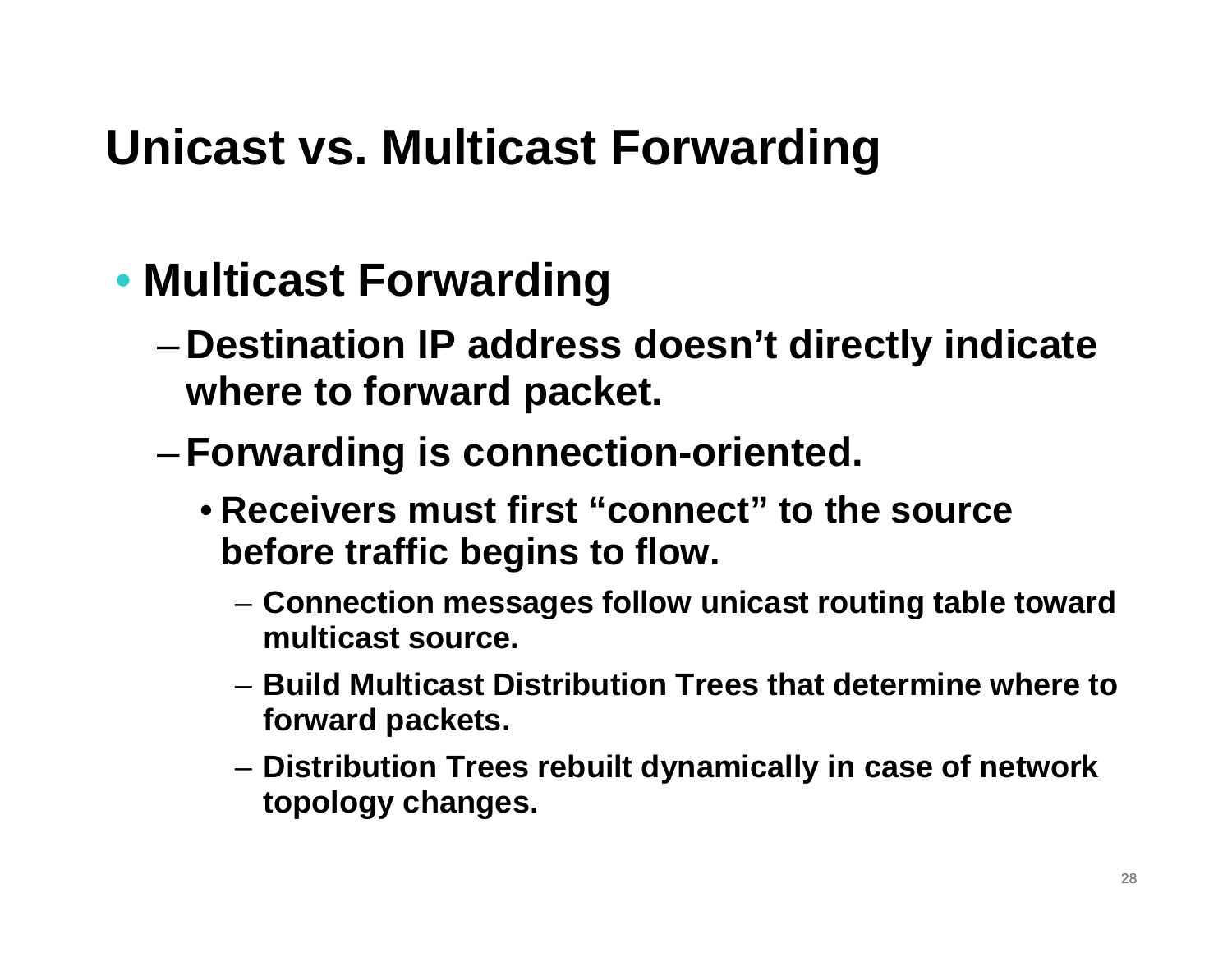# Unicast vs. Multicast Forwarding

- **Multicast Forwarding**
  - **Destination IP address doesn't directly indicate where to forward packet.**
  - **Forwarding is connection-oriented.**
    - **Receivers must first "connect" to the source before traffic begins to flow.**
      - **Connection messages follow unicast routing table toward multicast source.**
      - **Build Multicast Distribution Trees that determine where to forward packets.**
      - **Distribution Trees rebuilt dynamically in case of network topology changes.**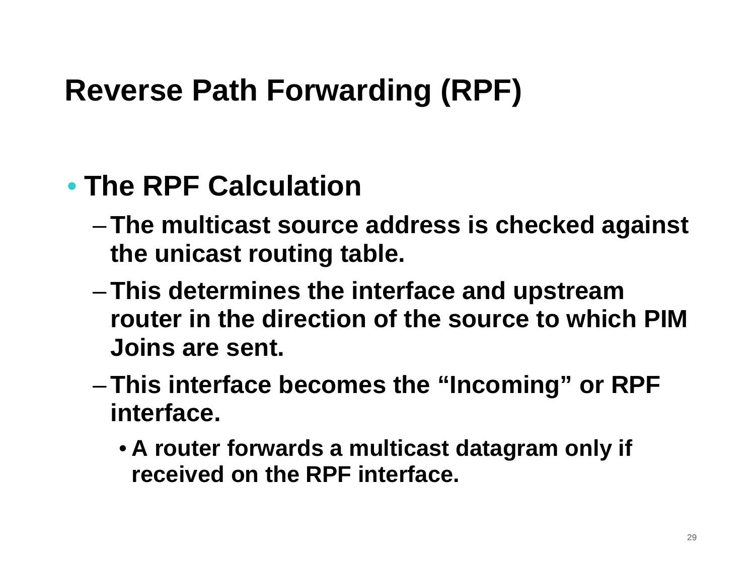# Reverse Path Forwarding (RPF)

- **The RPF Calculation**
  - **The multicast source address is checked against the unicast routing table.**
  - **This determines the interface and upstream router in the direction of the source to which PIM Joins are sent.**
  - **This interface becomes the “Incoming” or RPF interface.**
    - **A router forwards a multicast datagram only if received on the RPF interface.**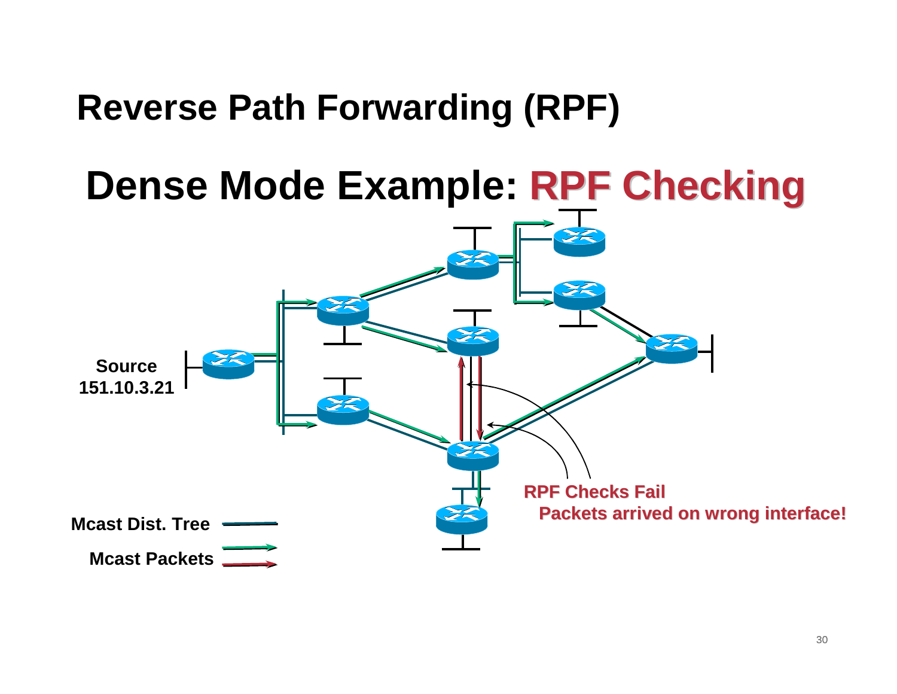# Reverse Path Forwarding (RPF)

## Dense Mode Example: RPF Checking

Source
151.10.3.21

RPF Checks Fail
Packets arrived on wrong interface!

Mcast Dist. Tree

Mcast Packets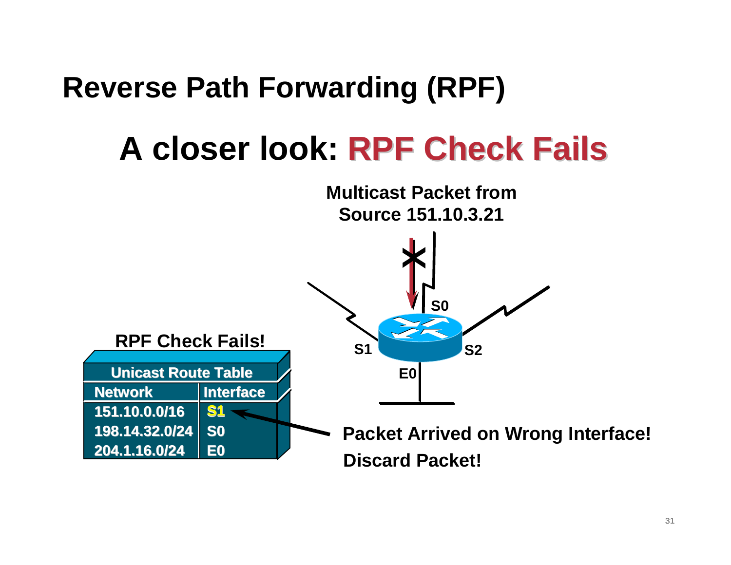# Reverse Path Forwarding (RPF)

## A closer look: RPF Check Fails

Multicast Packet from Source 151.10.3.21

S0

S1

S2

E0

**RPF Check Fails!**

| Unicast Route Table | |
|---|---|
| **Network** | **Interface** |
| 151.10.0.0/16 | S1 |
| 198.14.32.0/24 | S0 |
| 204.1.16.0/24 | E0 |

**Packet Arrived on Wrong Interface!**

**Discard Packet!**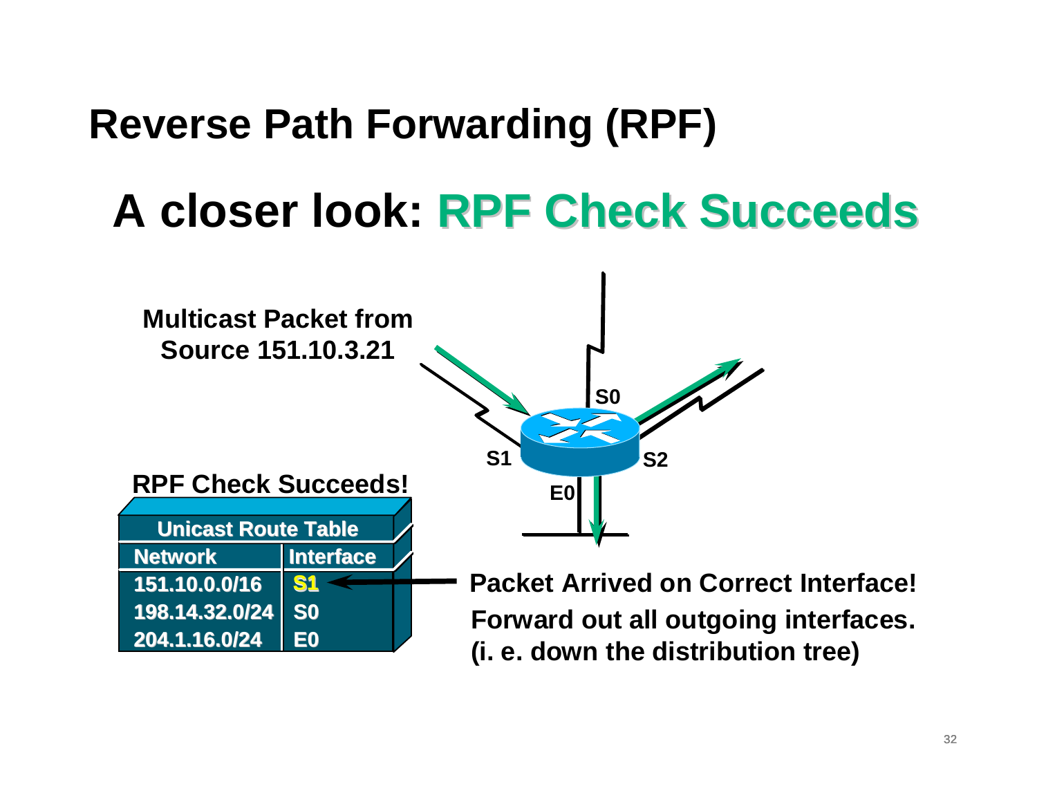# Reverse Path Forwarding (RPF)

## A closer look: RPF Check Succeeds

**Multicast Packet from Source 151.10.3.21**

S0

S1

S2

E0

**RPF Check Succeeds!**

| Unicast Route Table | |
|---|---|
| **Network** | **Interface** |
| 151.10.0.0/16 | S1 |
| 198.14.32.0/24 | S0 |
| 204.1.16.0/24 | E0 |

**Packet Arrived on Correct Interface!**

**Forward out all outgoing interfaces.**
**(i. e. down the distribution tree)**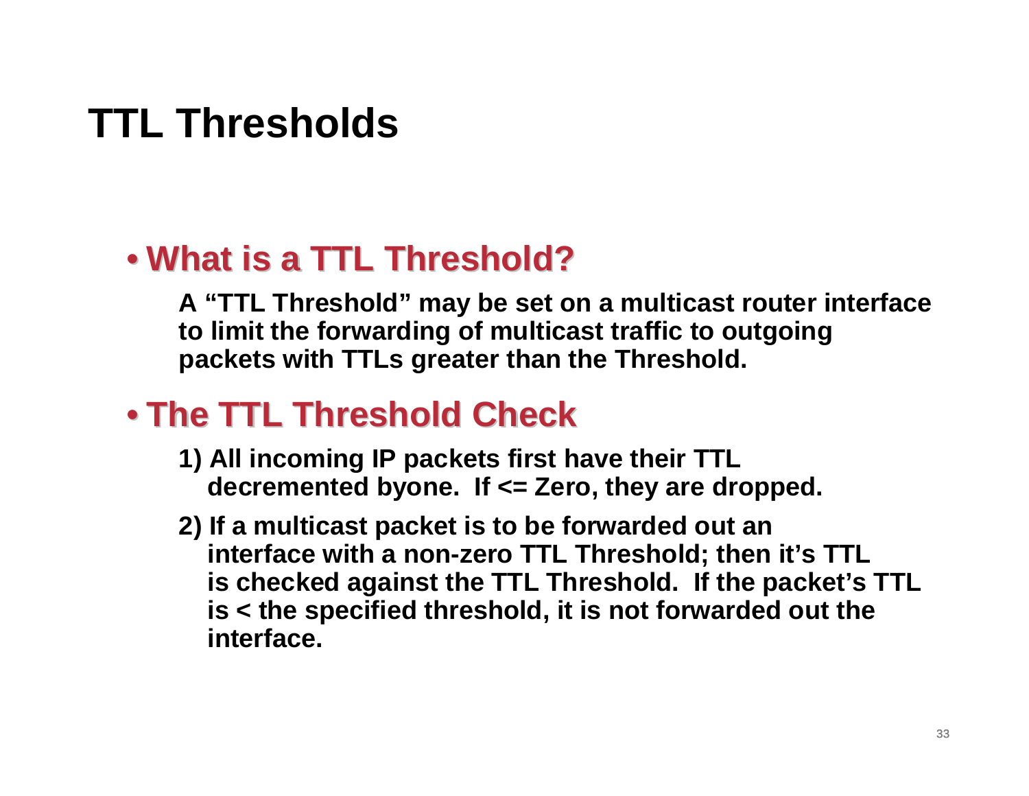# TTL Thresholds

- **What is a TTL Threshold?**

  **A "TTL Threshold" may be set on a multicast router interface to limit the forwarding of multicast traffic to outgoing packets with TTLs greater than the Threshold.**

- **The TTL Threshold Check**

  **1) All incoming IP packets first have their TTL decremented byone. If <= Zero, they are dropped.**

  **2) If a multicast packet is to be forwarded out an interface with a non-zero TTL Threshold; then it's TTL is checked against the TTL Threshold. If the packet's TTL is < the specified threshold, it is not forwarded out the interface.**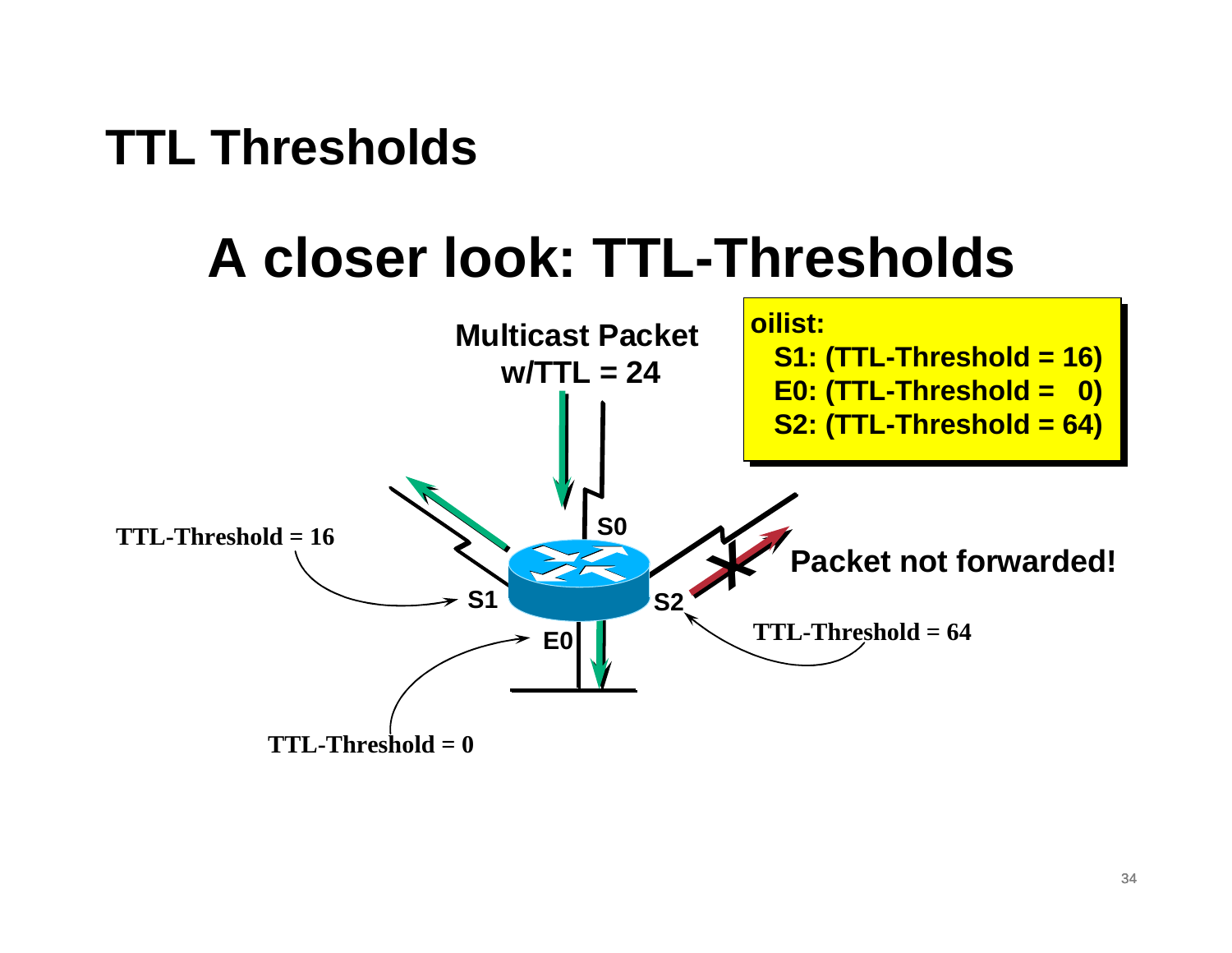# TTL Thresholds

## A closer look: TTL-Thresholds

Multicast Packet w/TTL = 24

oilist:
- S1: (TTL-Threshold = 16)
- E0: (TTL-Threshold = 0)
- S2: (TTL-Threshold = 64)

S0

S1 — TTL-Threshold = 16

E0 — TTL-Threshold = 0

S2 — TTL-Threshold = 64

Packet not forwarded!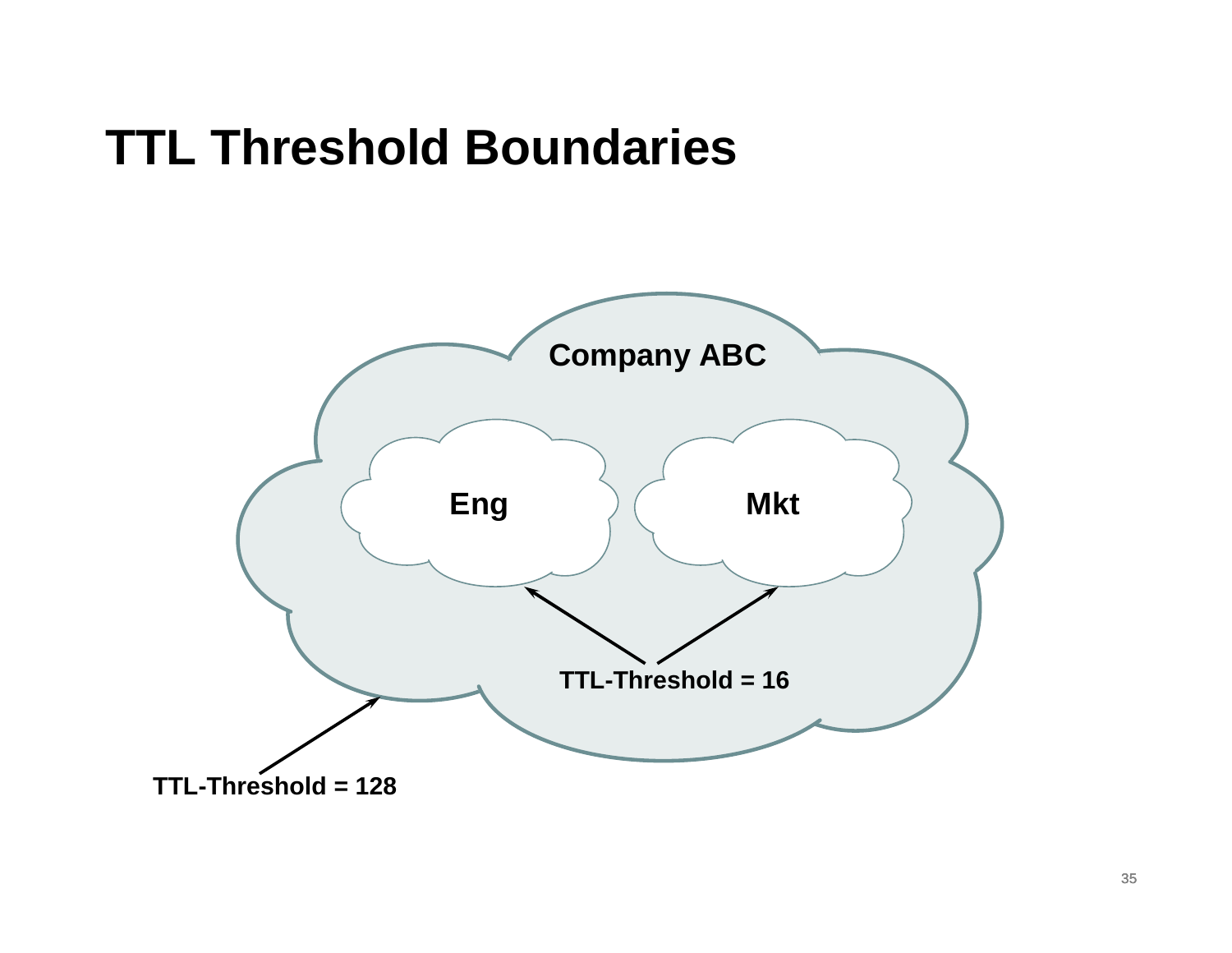# TTL Threshold Boundaries

Company ABC

Eng

Mkt

TTL-Threshold = 16

TTL-Threshold = 128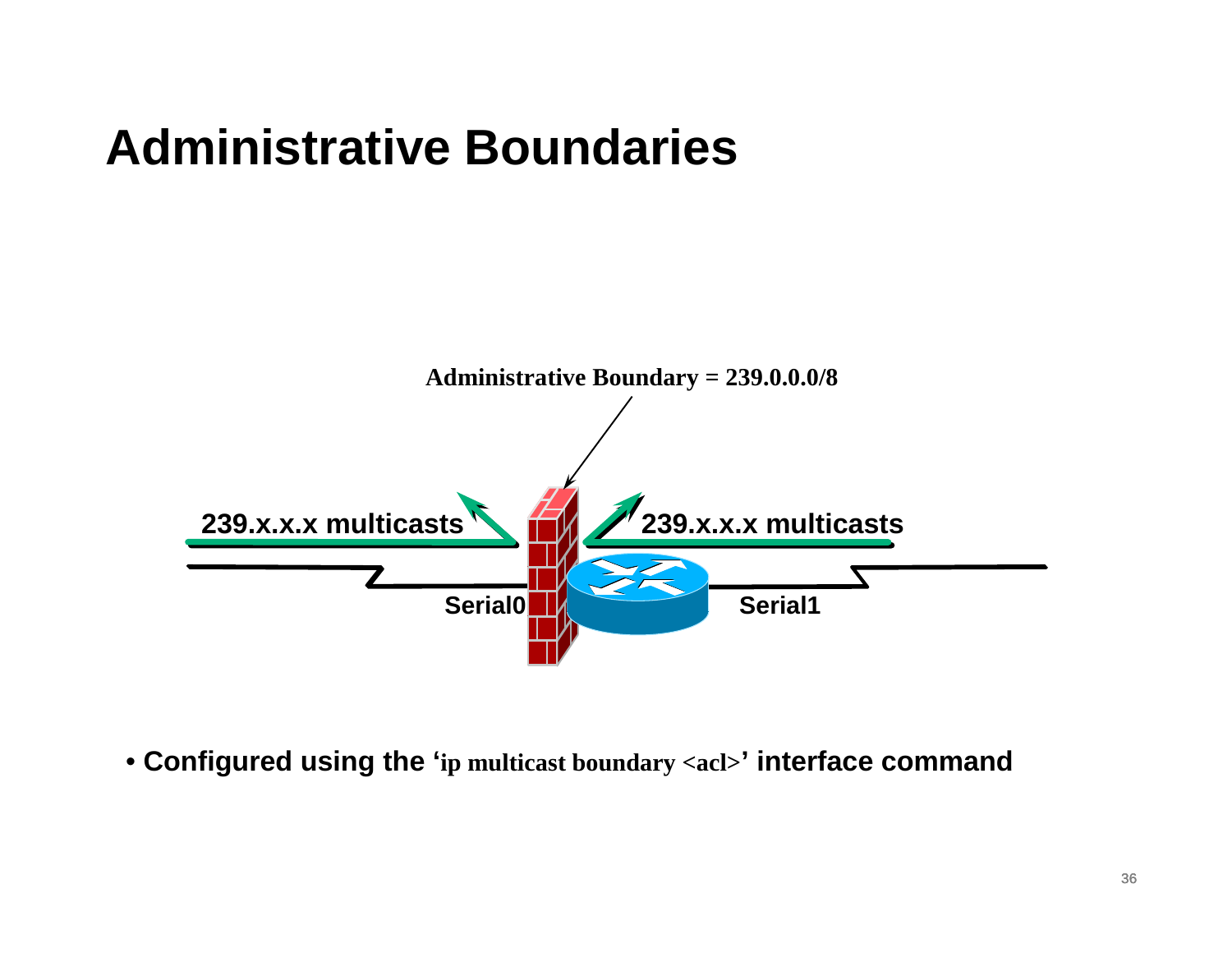# Administrative Boundaries

Administrative Boundary = 239.0.0.0/8

239.x.x.x multicasts

239.x.x.x multicasts

Serial0

Serial1

- Configured using the '**ip multicast boundary <acl>**' interface command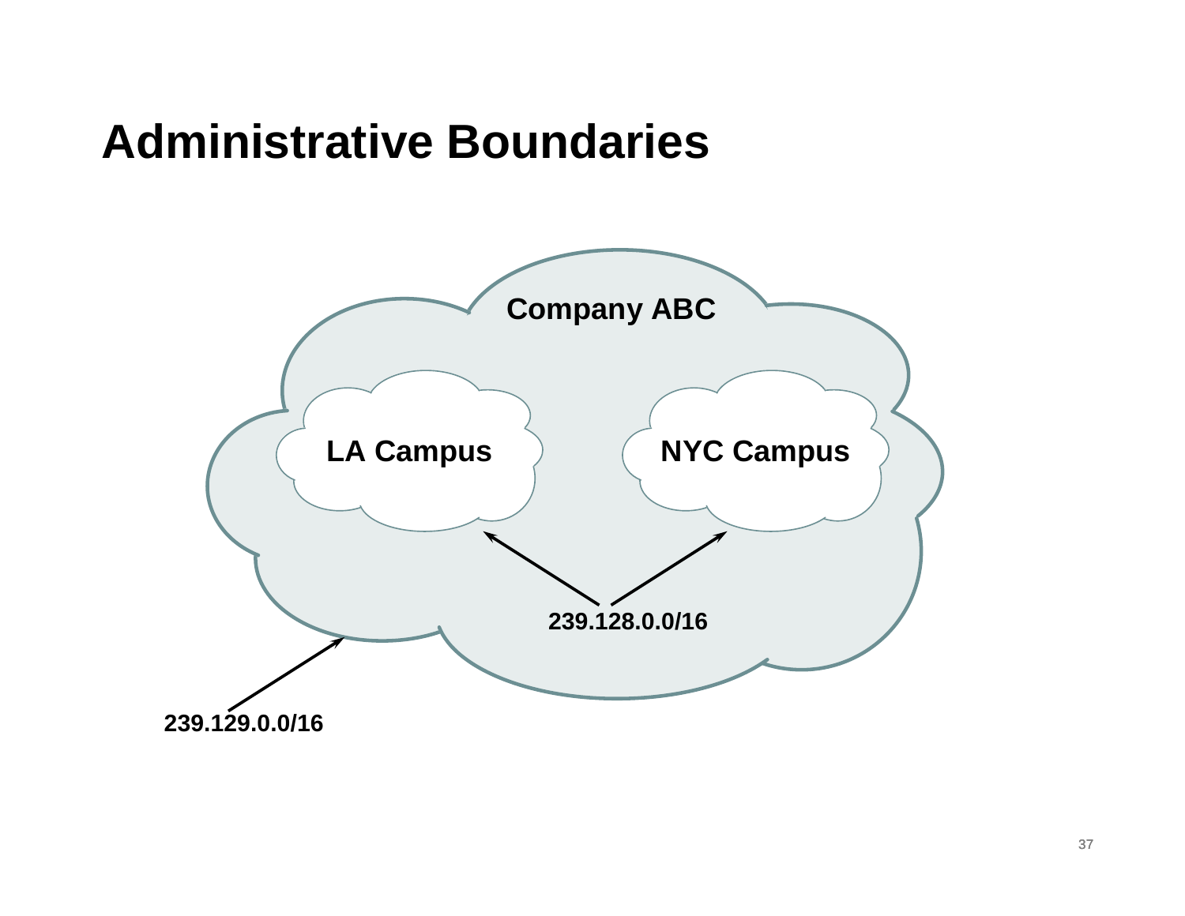# Administrative Boundaries

Company ABC

LA Campus

NYC Campus

239.128.0.0/16

239.129.0.0/16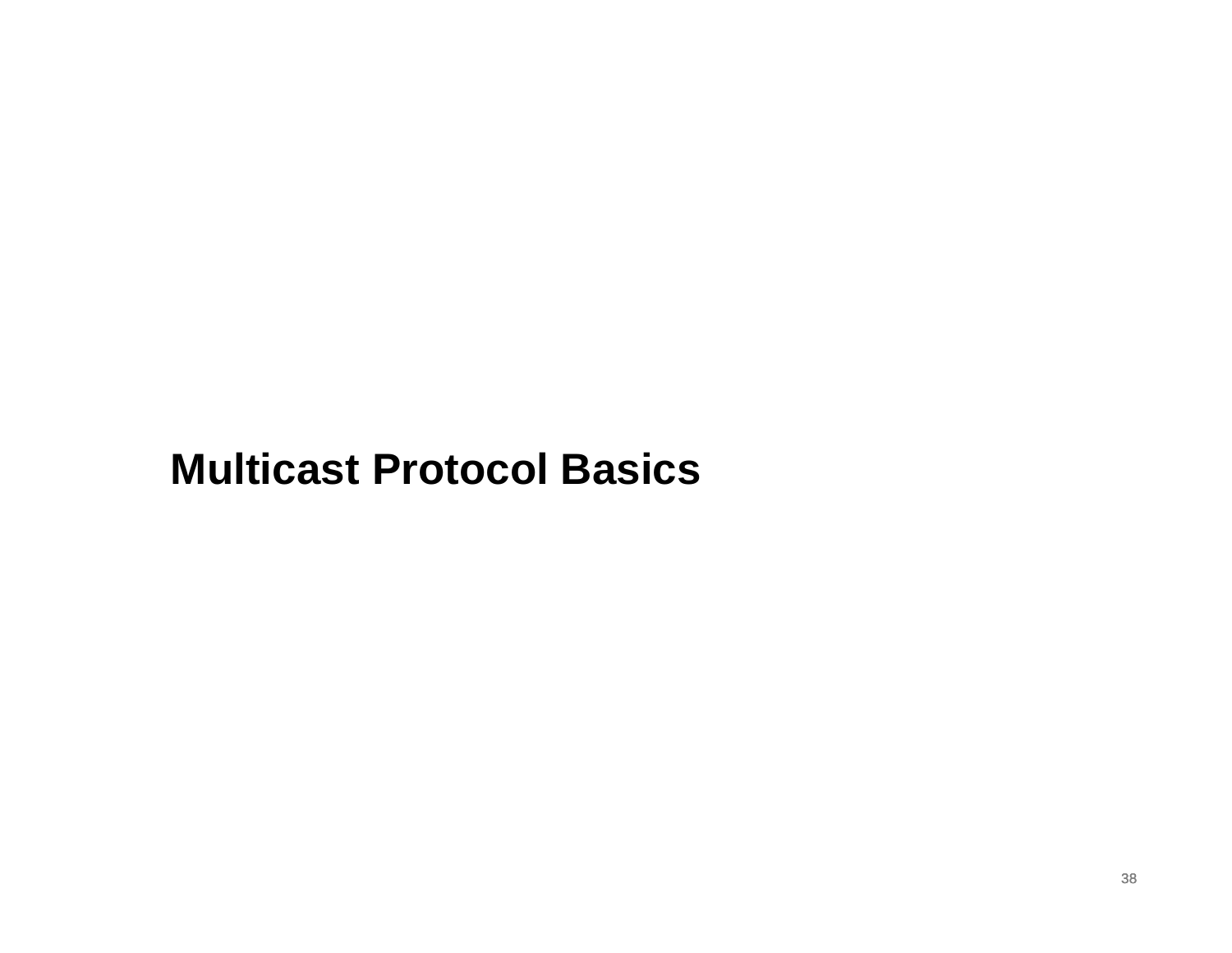# Multicast Protocol Basics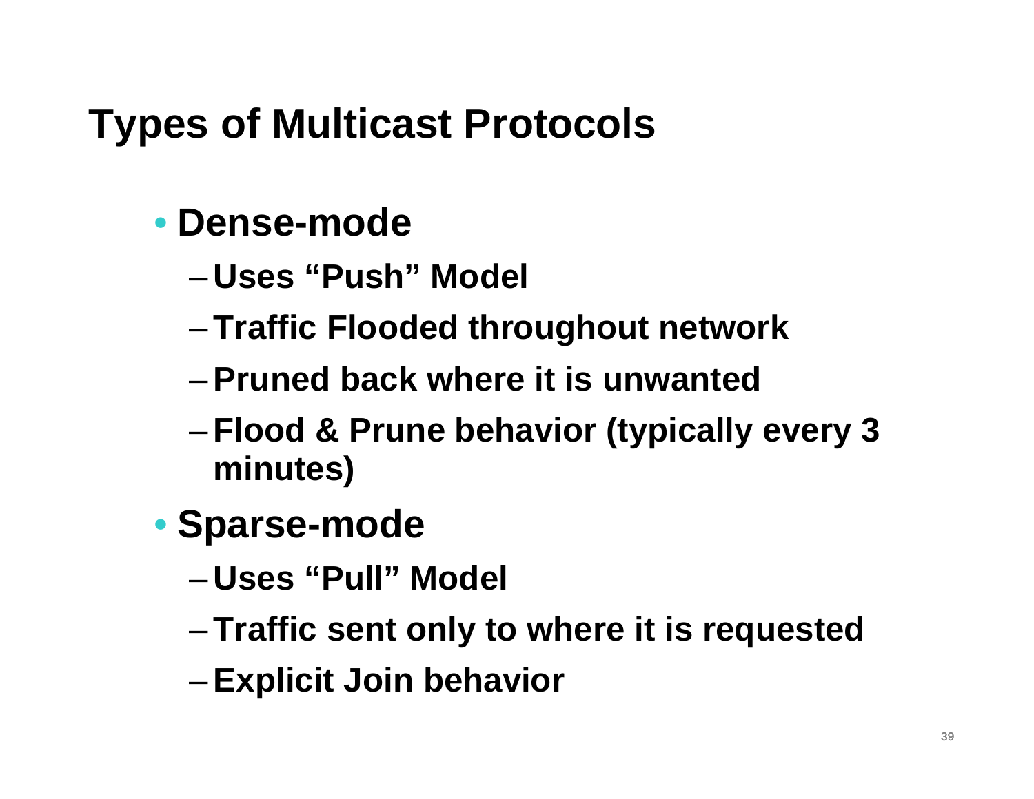# Types of Multicast Protocols

- **Dense-mode**
  - **Uses “Push” Model**
  - **Traffic Flooded throughout network**
  - **Pruned back where it is unwanted**
  - **Flood & Prune behavior (typically every 3 minutes)**
- **Sparse-mode**
  - **Uses “Pull” Model**
  - **Traffic sent only to where it is requested**
  - **Explicit Join behavior**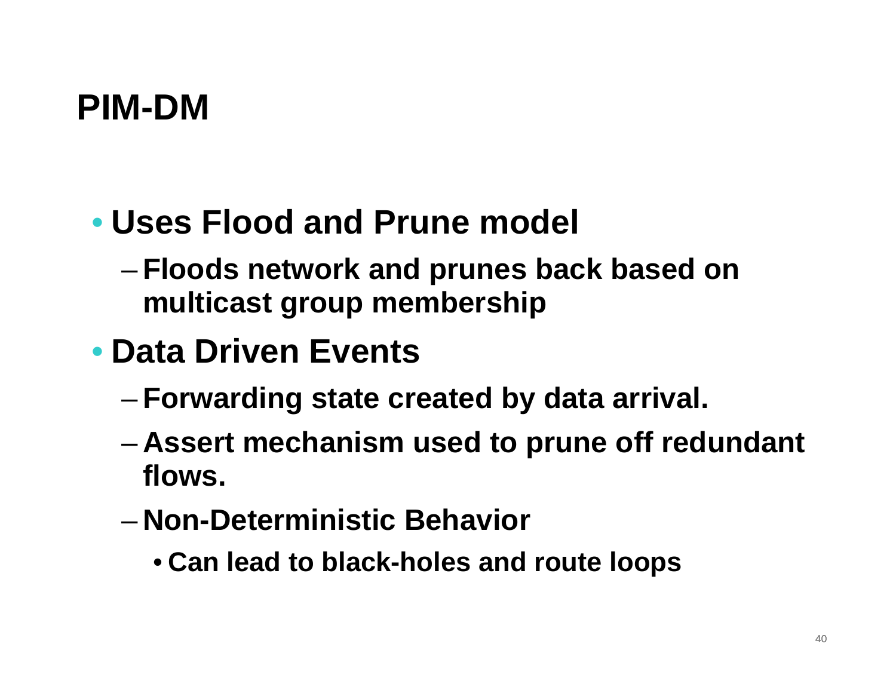# PIM-DM

- Uses Flood and Prune model
  - Floods network and prunes back based on multicast group membership
- Data Driven Events
  - Forwarding state created by data arrival.
  - Assert mechanism used to prune off redundant flows.
  - Non-Deterministic Behavior
    - Can lead to black-holes and route loops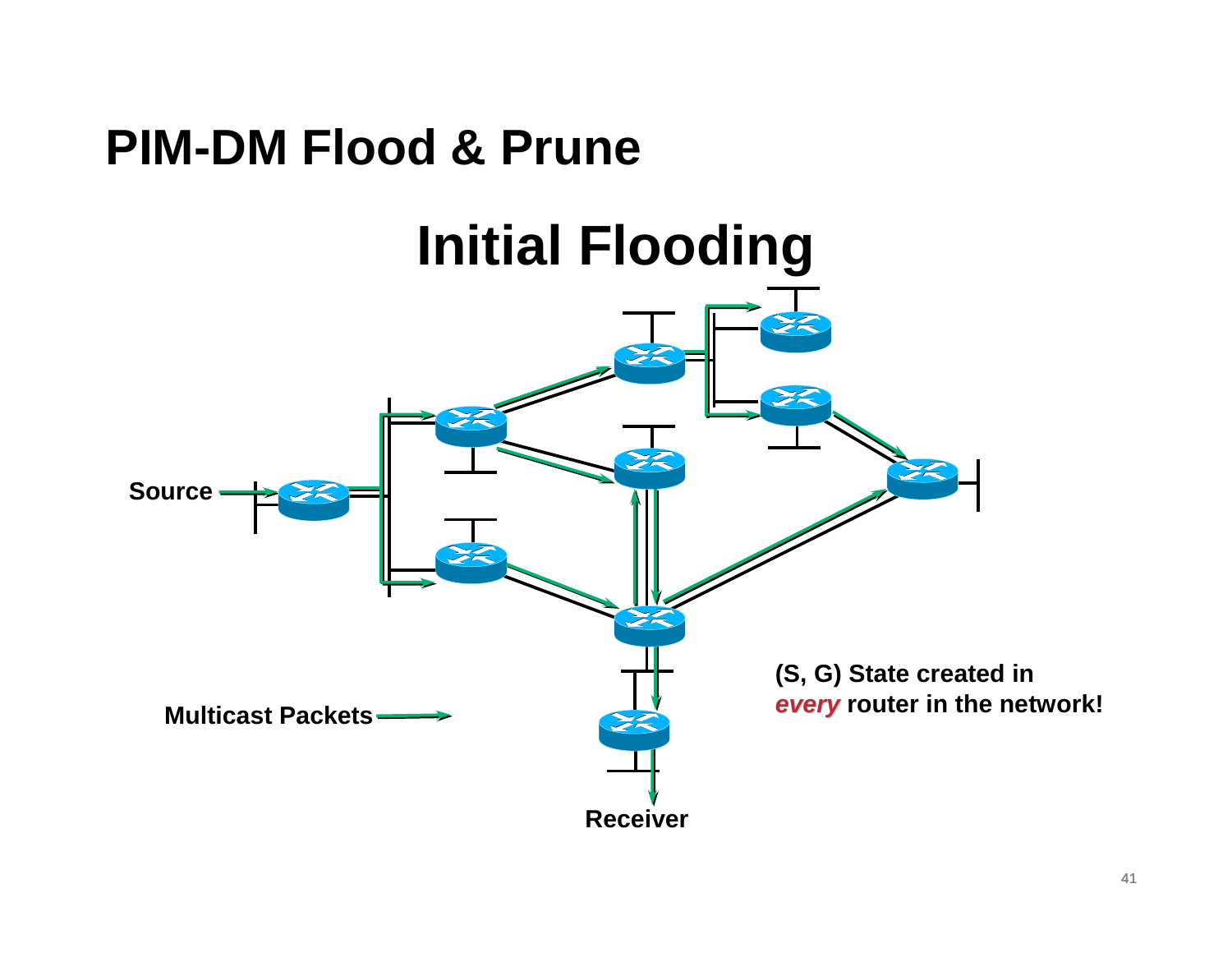# PIM-DM Flood & Prune

## Initial Flooding

Source

Multicast Packets

Receiver

(S, G) State created in *every* router in the network!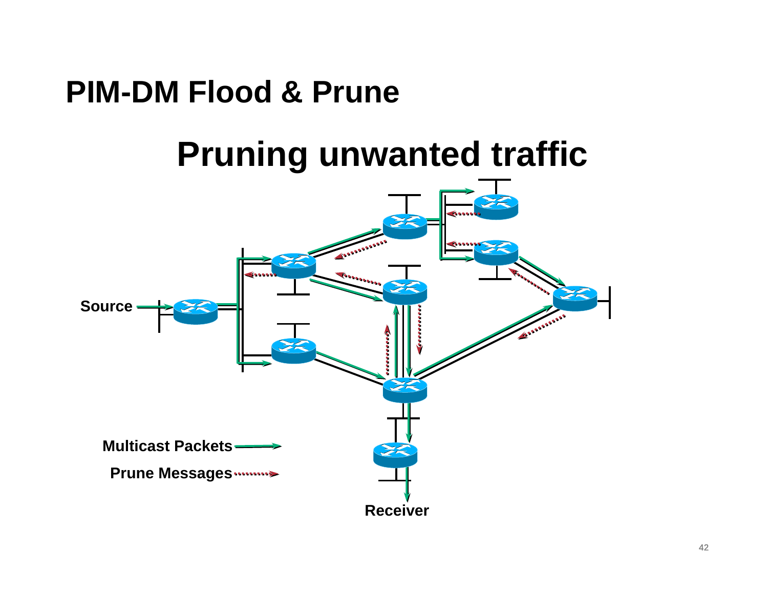# PIM-DM Flood & Prune

## Pruning unwanted traffic

Source

Multicast Packets

Prune Messages

Receiver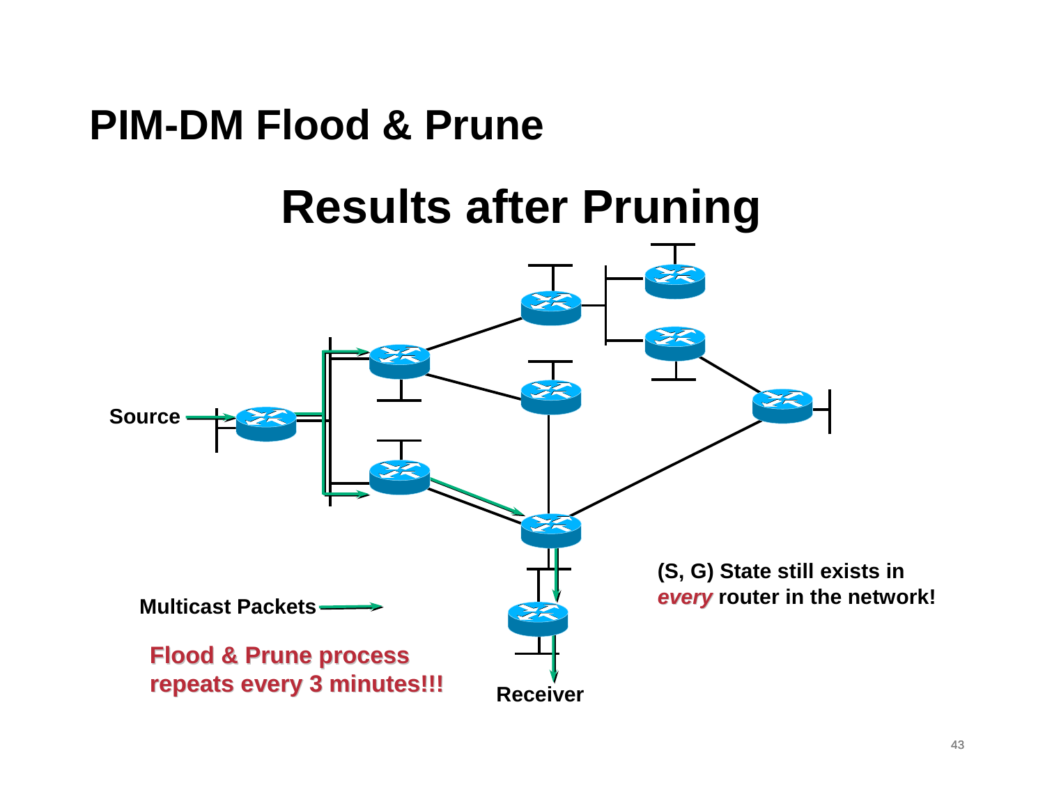# PIM-DM Flood & Prune

## Results after Pruning

Source

Receiver

Multicast Packets

(S, G) State still exists in *every* router in the network!

**Flood & Prune process repeats every 3 minutes!!!**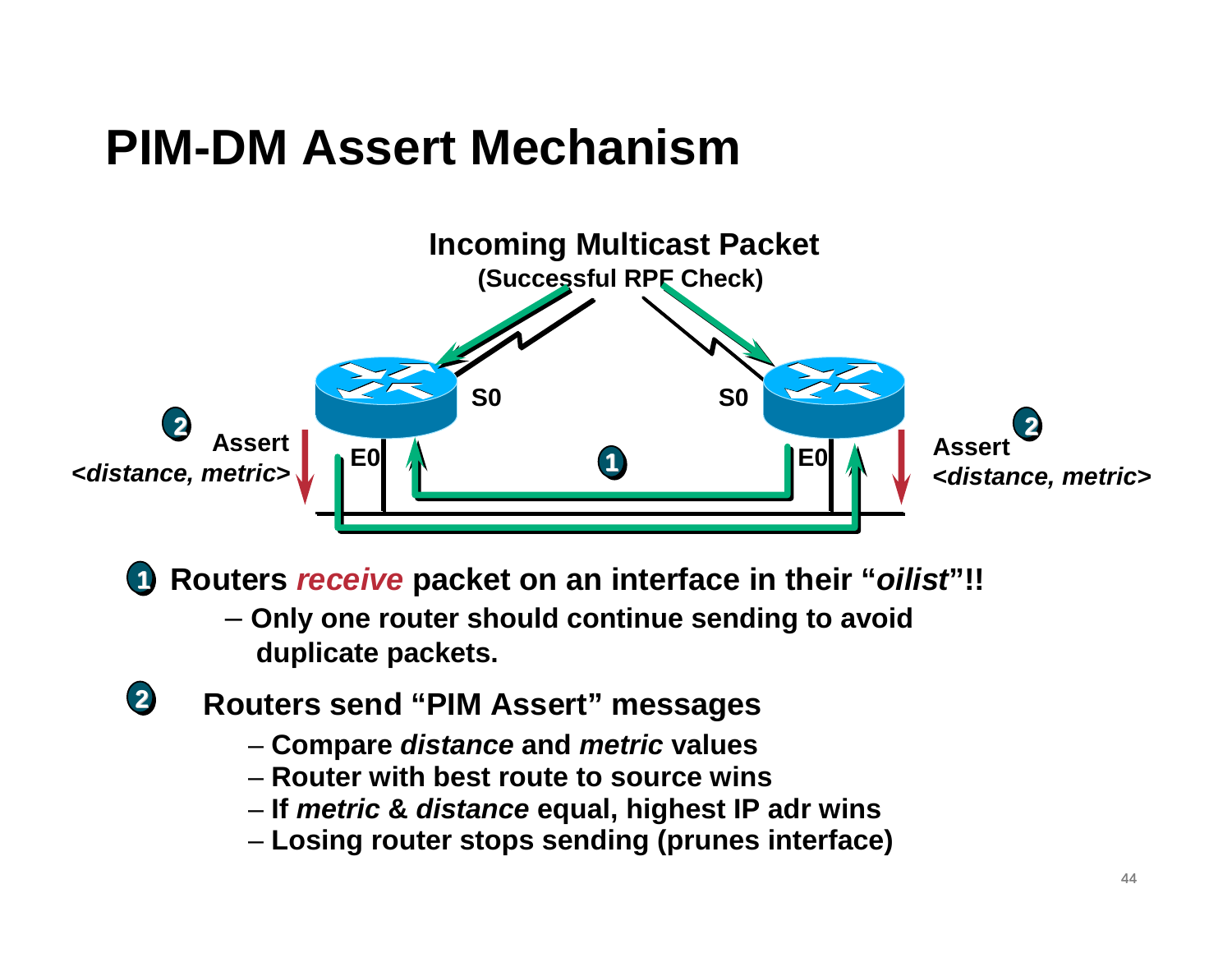# PIM-DM Assert Mechanism

Incoming Multicast Packet
(Successful RPF Check)

S0 S0

E0 E0

Assert
*<distance, metric>*

Assert
*<distance, metric>*

1. Routers *receive* packet on an interface in their "*oilist*"!!
   - Only one router should continue sending to avoid duplicate packets.

2. Routers send "PIM Assert" messages
   - Compare *distance* and *metric* values
   - Router with best route to source wins
   - If *metric* & *distance* equal, highest IP adr wins
   - Losing router stops sending (prunes interface)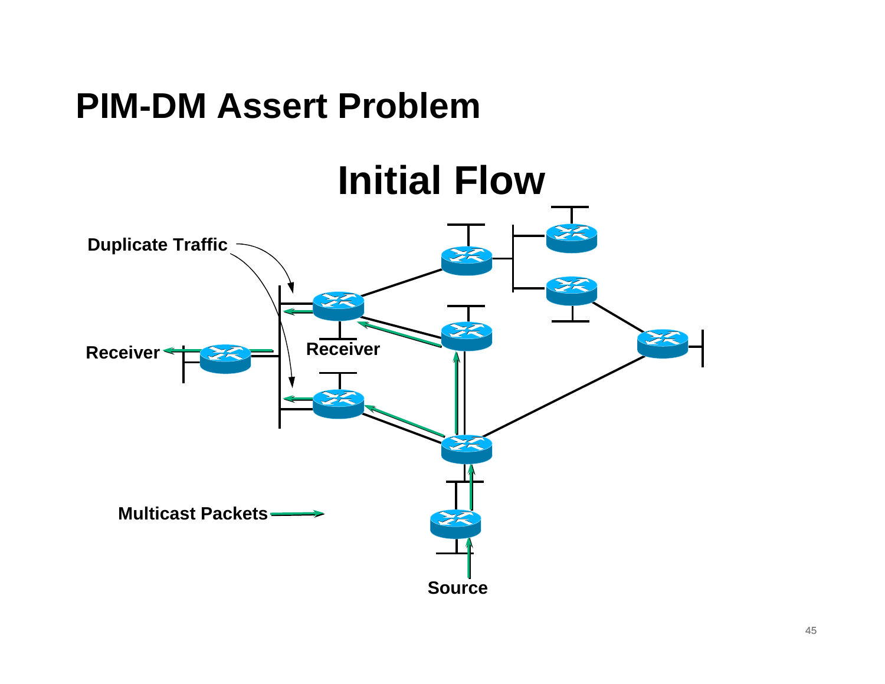# PIM-DM Assert Problem

## Initial Flow

Duplicate Traffic

Receiver

Receiver

Multicast Packets

Source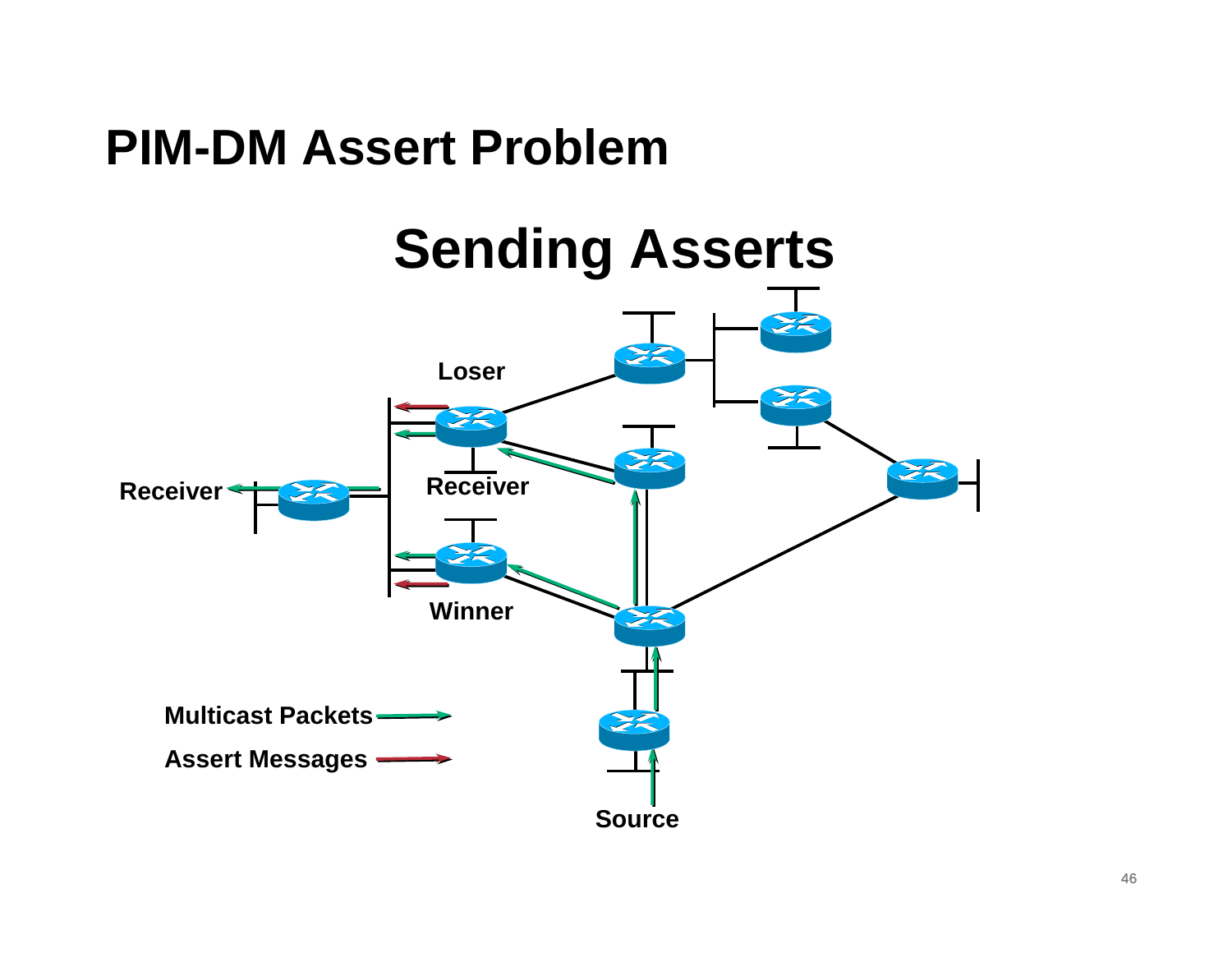# PIM-DM Assert Problem

## Sending Asserts

Loser

Receiver

Receiver

Winner

Source

Multicast Packets

Assert Messages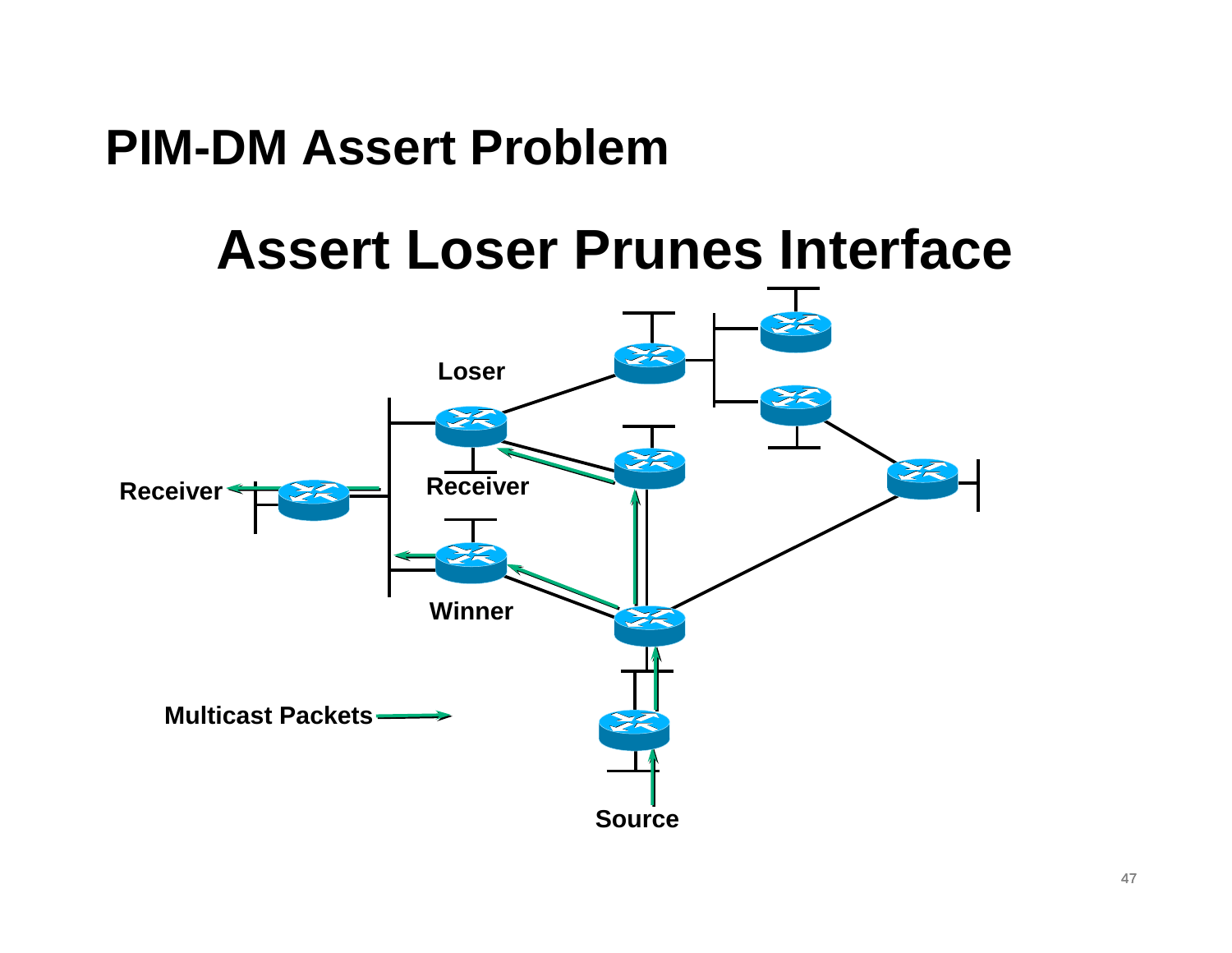# PIM-DM Assert Problem

## Assert Loser Prunes Interface

Loser

Receiver

Receiver

Winner

Multicast Packets

Source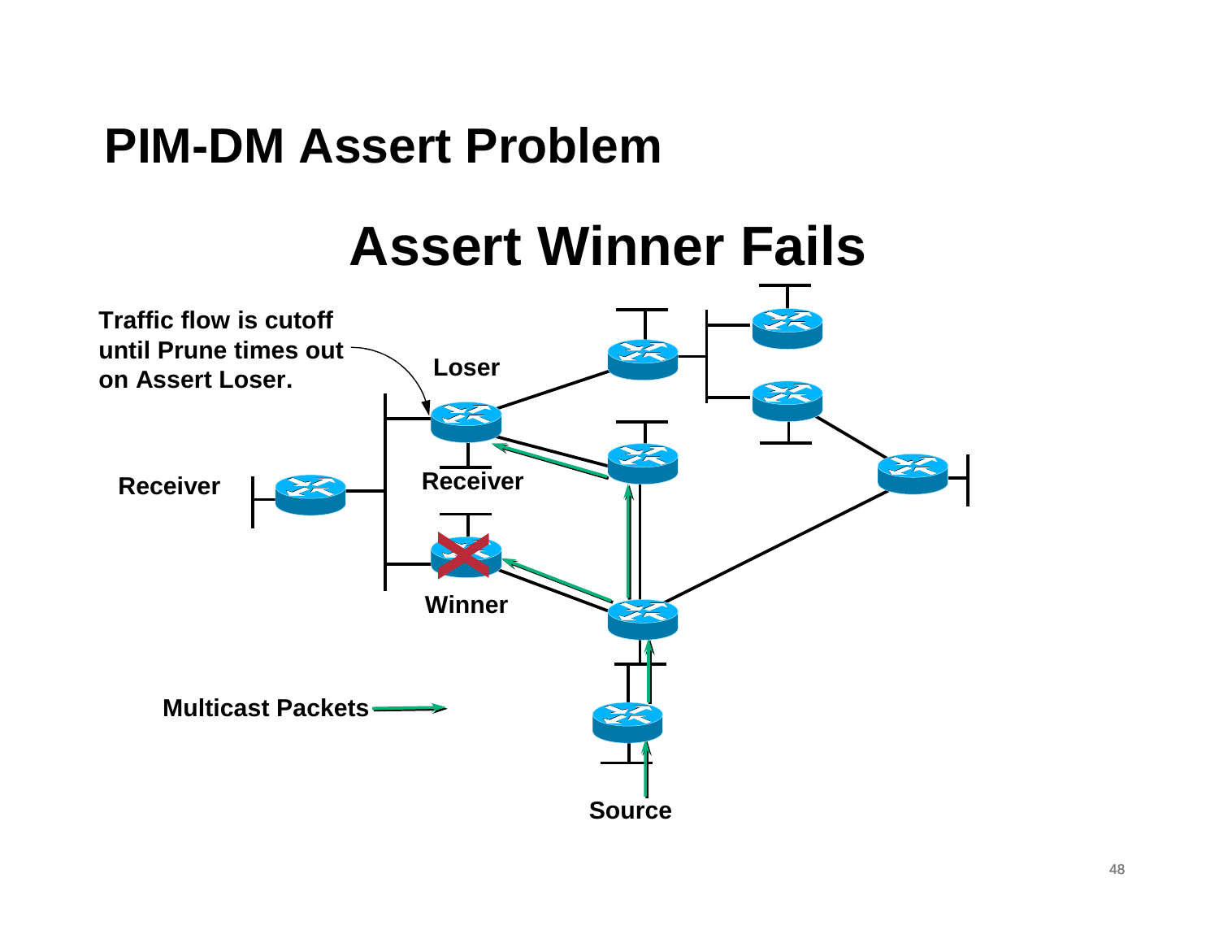# PIM-DM Assert Problem

## Assert Winner Fails

Traffic flow is cutoff until Prune times out on Assert Loser.

Loser

Receiver

Receiver

Winner

Multicast Packets

Source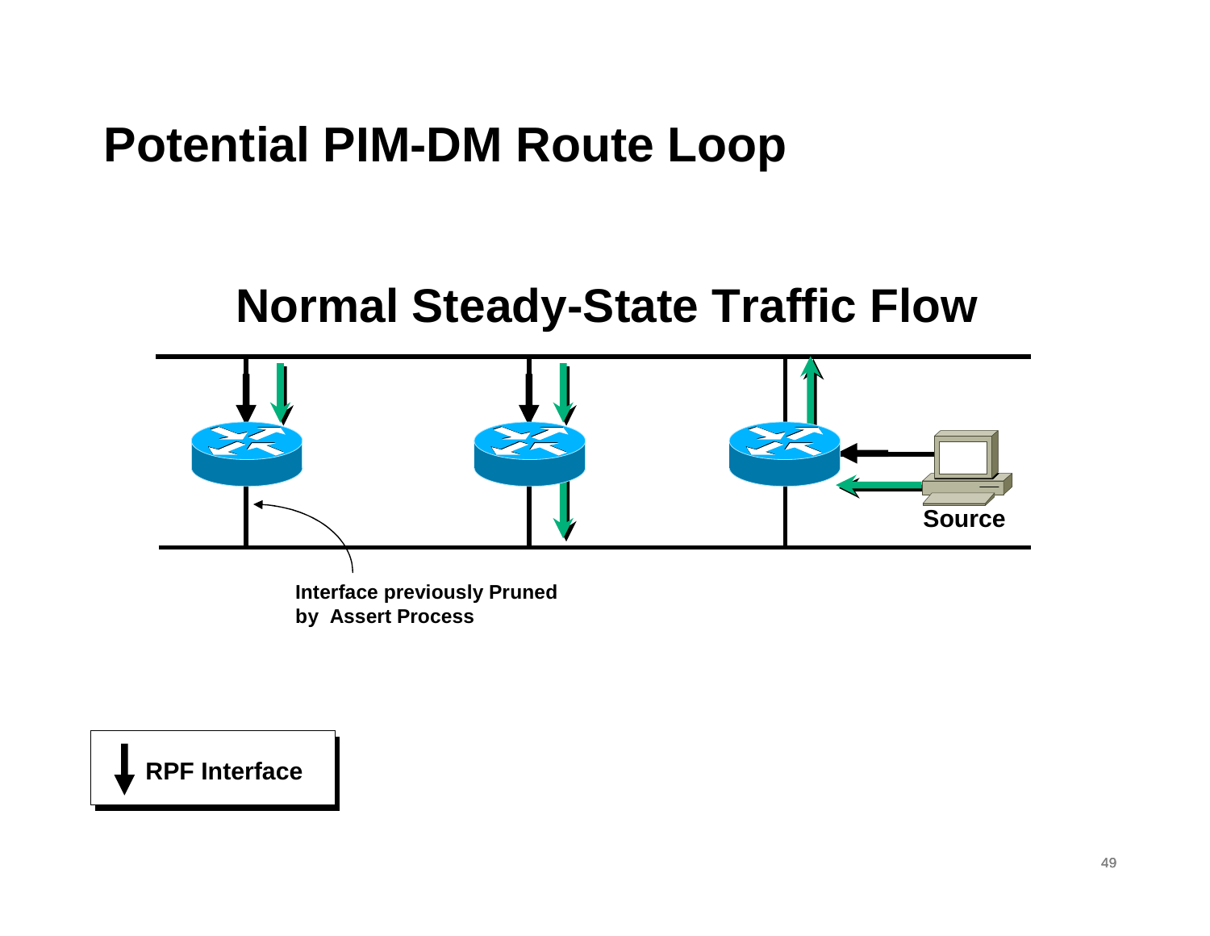# Potential PIM-DM Route Loop

## Normal Steady-State Traffic Flow

Source

Interface previously Pruned by Assert Process

RPF Interface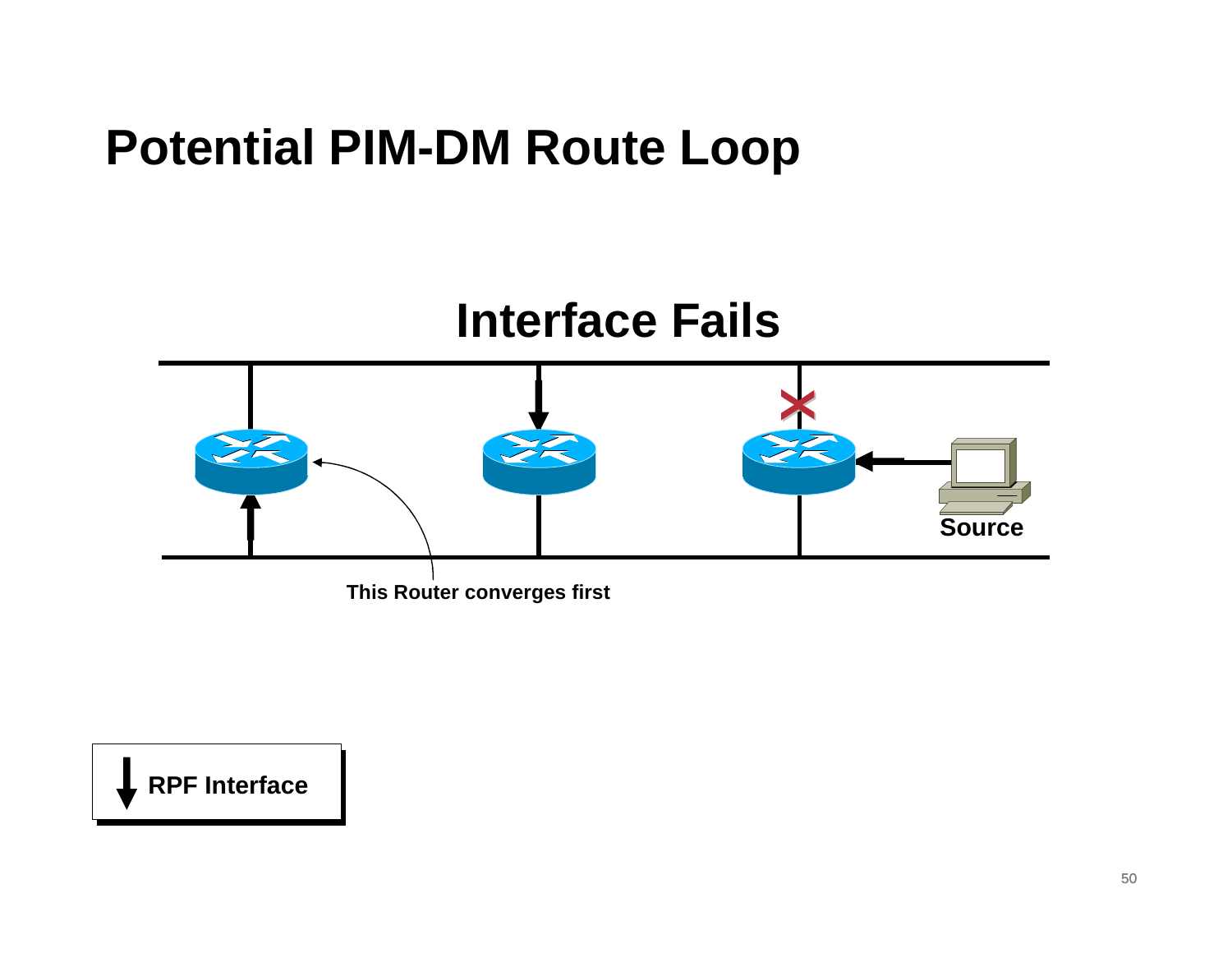# Potential PIM-DM Route Loop

## Interface Fails

Source

This Router converges first

RPF Interface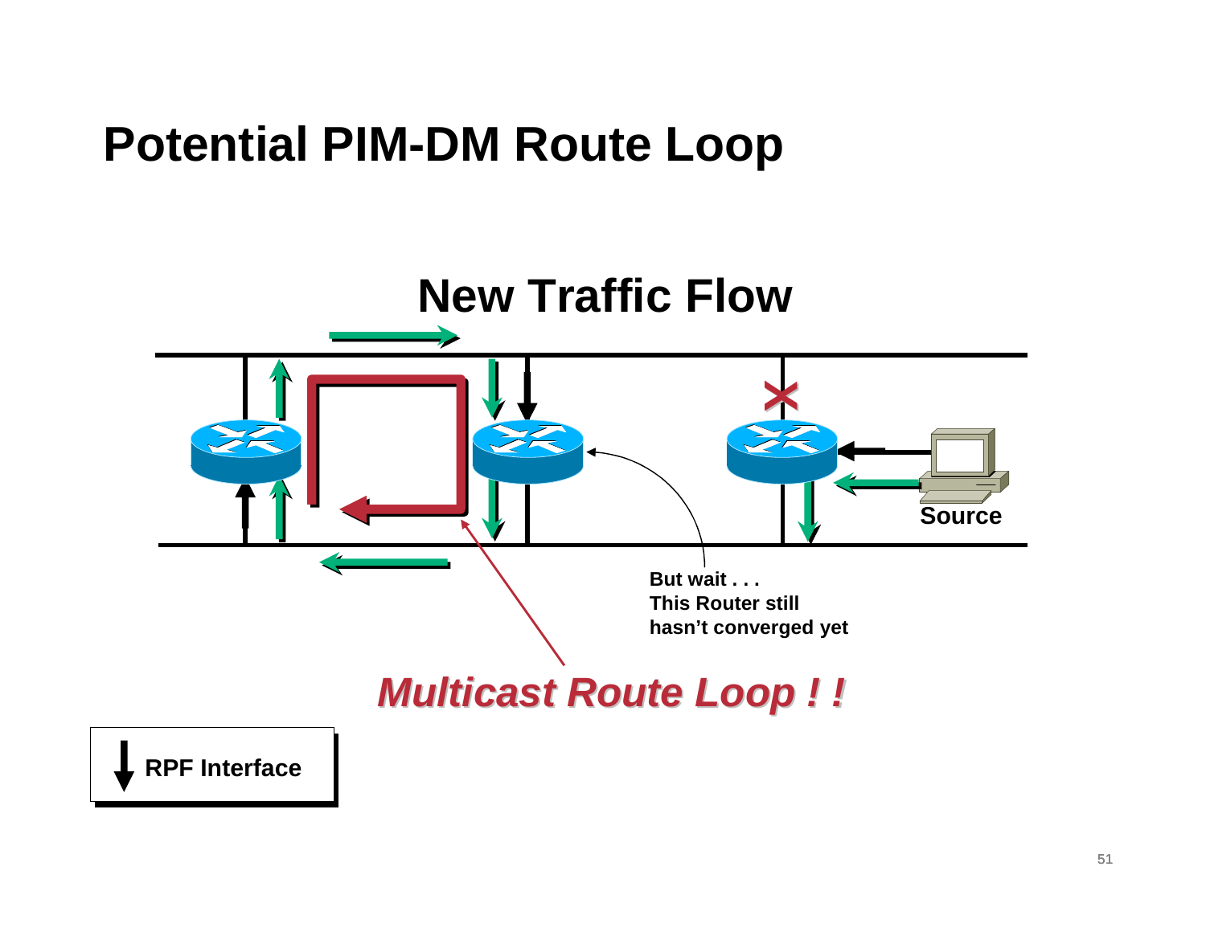# Potential PIM-DM Route Loop

## New Traffic Flow

Source

But wait . . .
This Router still
hasn't converged yet

***Multicast Route Loop ! !***

RPF Interface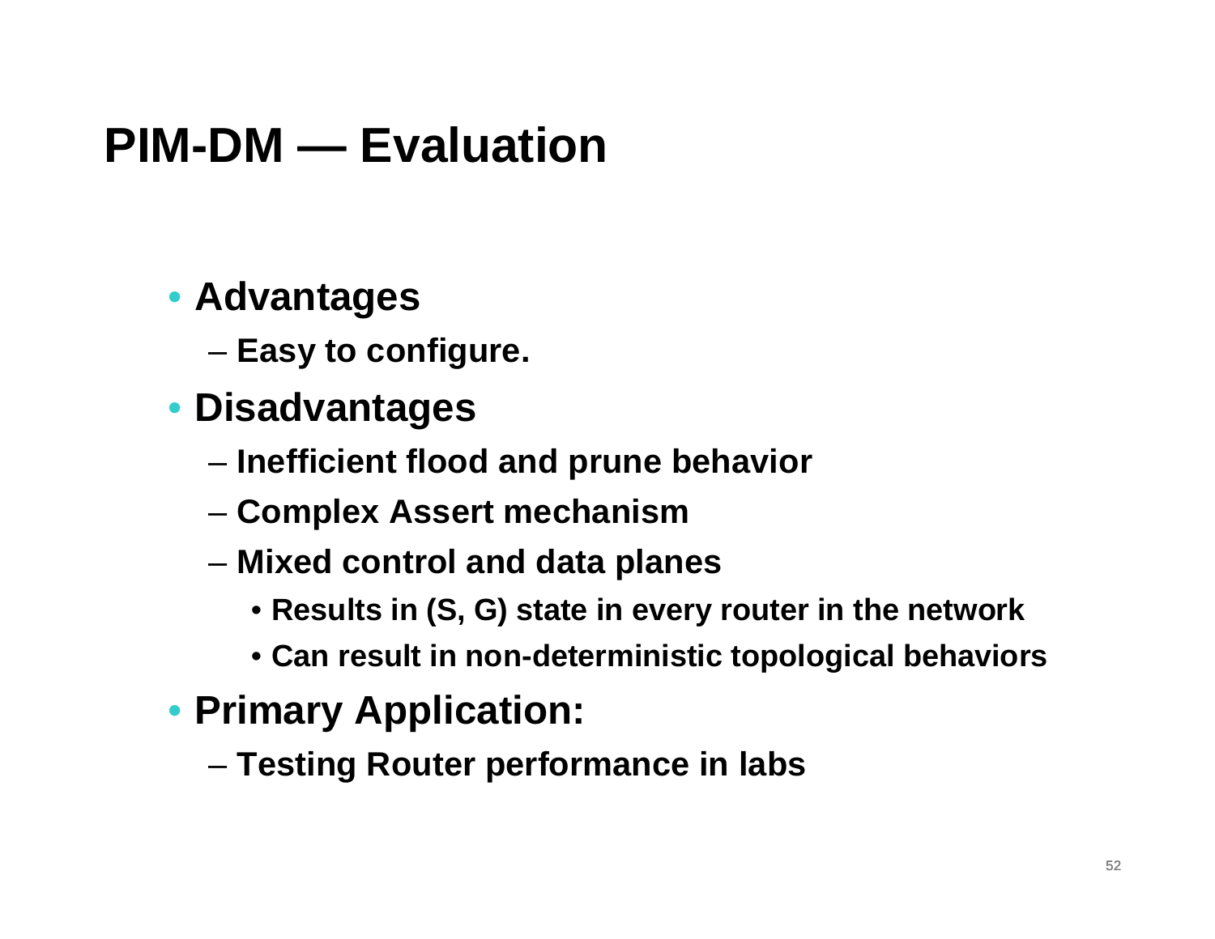# PIM-DM — Evaluation

- **Advantages**
  - **Easy to configure.**
- **Disadvantages**
  - **Inefficient flood and prune behavior**
  - **Complex Assert mechanism**
  - **Mixed control and data planes**
    - **Results in (S, G) state in every router in the network**
    - **Can result in non-deterministic topological behaviors**
- **Primary Application:**
  - **Testing Router performance in labs**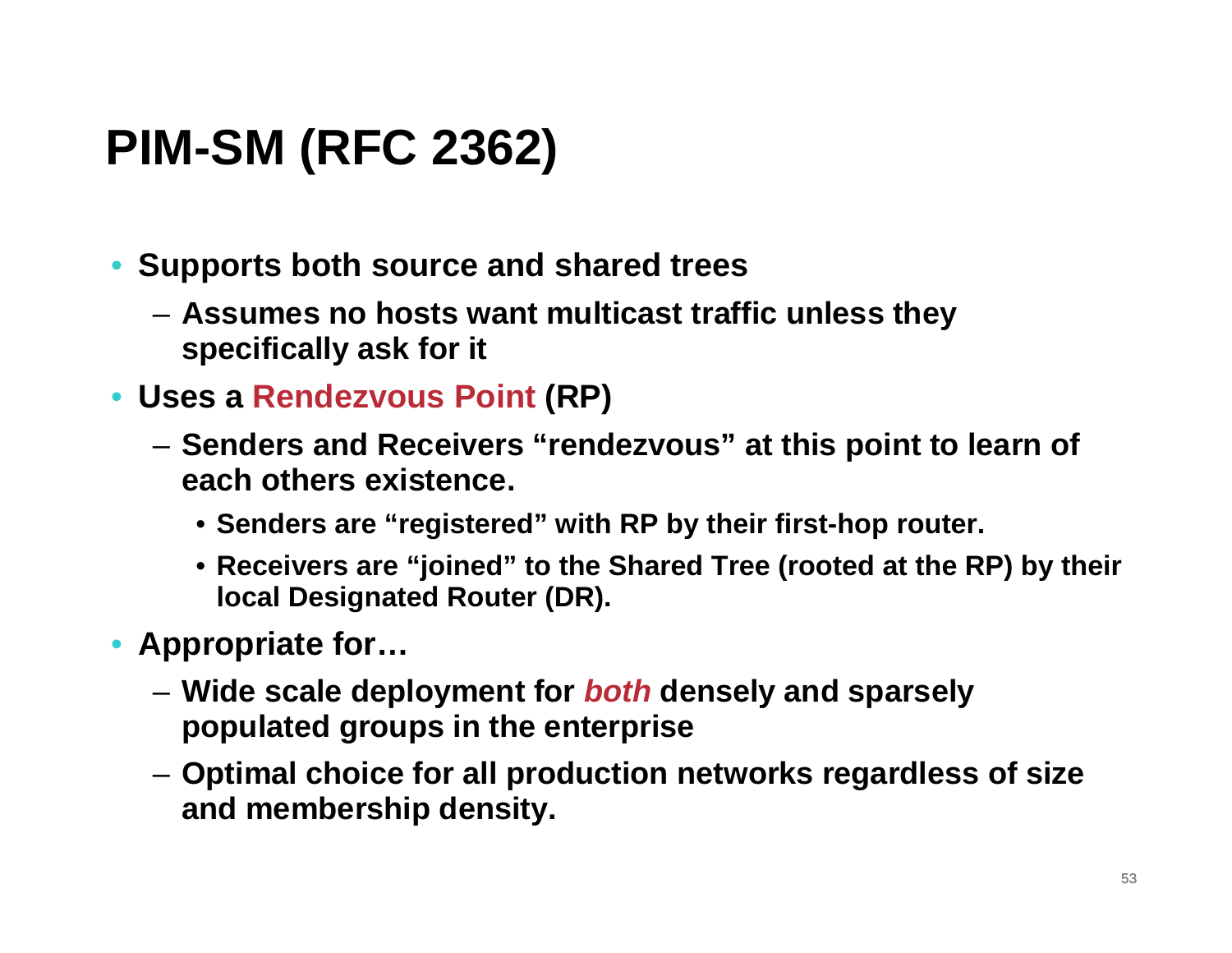# PIM-SM (RFC 2362)

- **Supports both source and shared trees**
  - **Assumes no hosts want multicast traffic unless they specifically ask for it**
- **Uses a Rendezvous Point (RP)**
  - **Senders and Receivers "rendezvous" at this point to learn of each others existence.**
    - **Senders are "registered" with RP by their first-hop router.**
    - **Receivers are "joined" to the Shared Tree (rooted at the RP) by their local Designated Router (DR).**
- **Appropriate for…**
  - **Wide scale deployment for *both* densely and sparsely populated groups in the enterprise**
  - **Optimal choice for all production networks regardless of size and membership density.**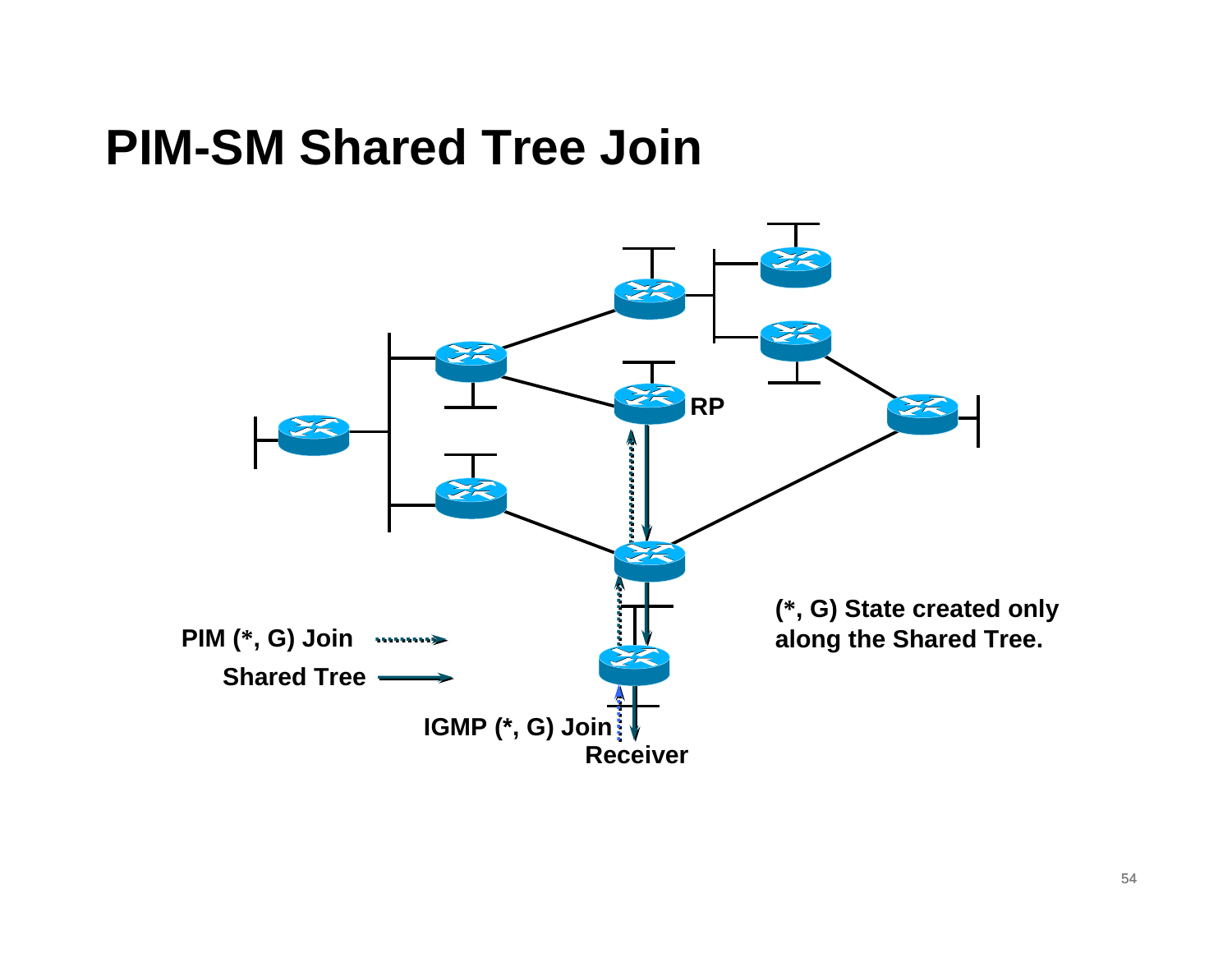# PIM-SM Shared Tree Join

RP

PIM (*, G) Join

Shared Tree

IGMP (*, G) Join

Receiver

(*, G) State created only along the Shared Tree.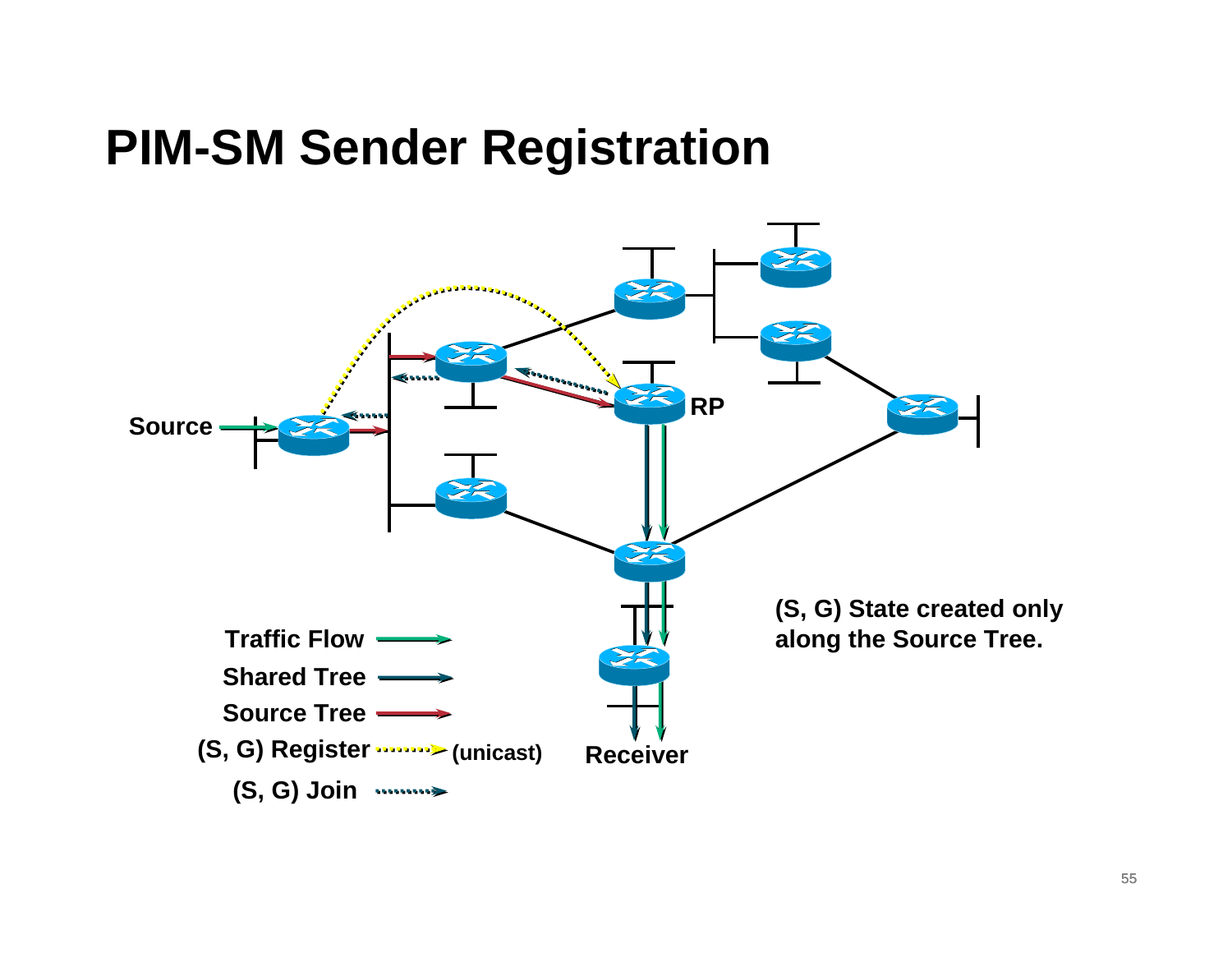# PIM-SM Sender Registration

Source

RP

Receiver

Traffic Flow

Shared Tree

Source Tree

(S, G) Register (unicast)

(S, G) Join

**(S, G) State created only along the Source Tree.**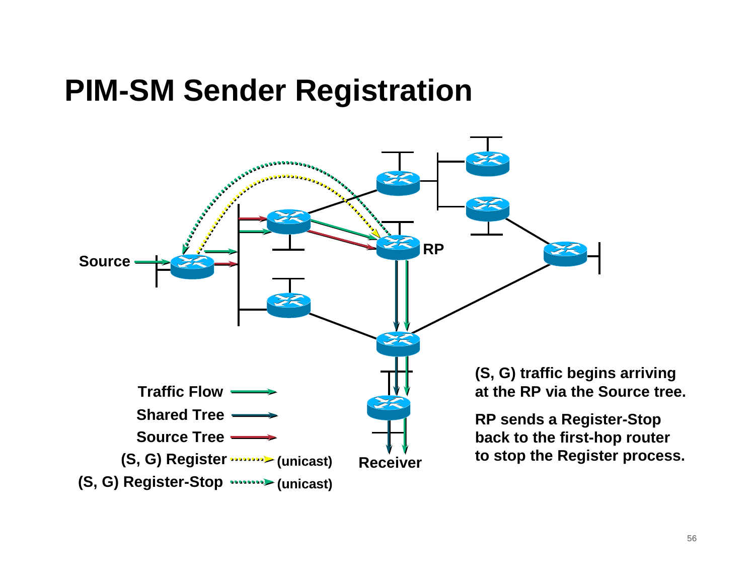# PIM-SM Sender Registration

Source

RP

Receiver

Traffic Flow

Shared Tree

Source Tree

(S, G) Register (unicast)

(S, G) Register-Stop (unicast)

(S, G) traffic begins arriving at the RP via the Source tree.

RP sends a Register-Stop back to the first-hop router to stop the Register process.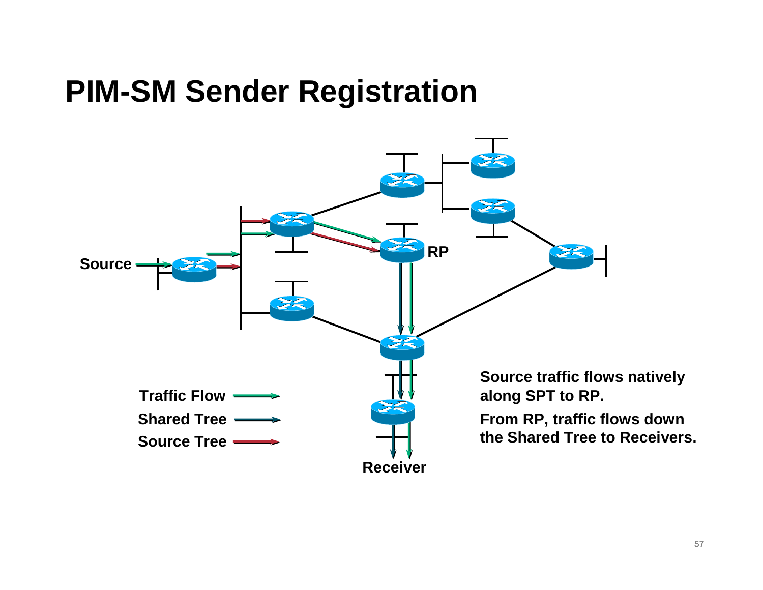# PIM-SM Sender Registration

Source

RP

Receiver

Traffic Flow

Shared Tree

Source Tree

**Source traffic flows natively along SPT to RP.**

**From RP, traffic flows down the Shared Tree to Receivers.**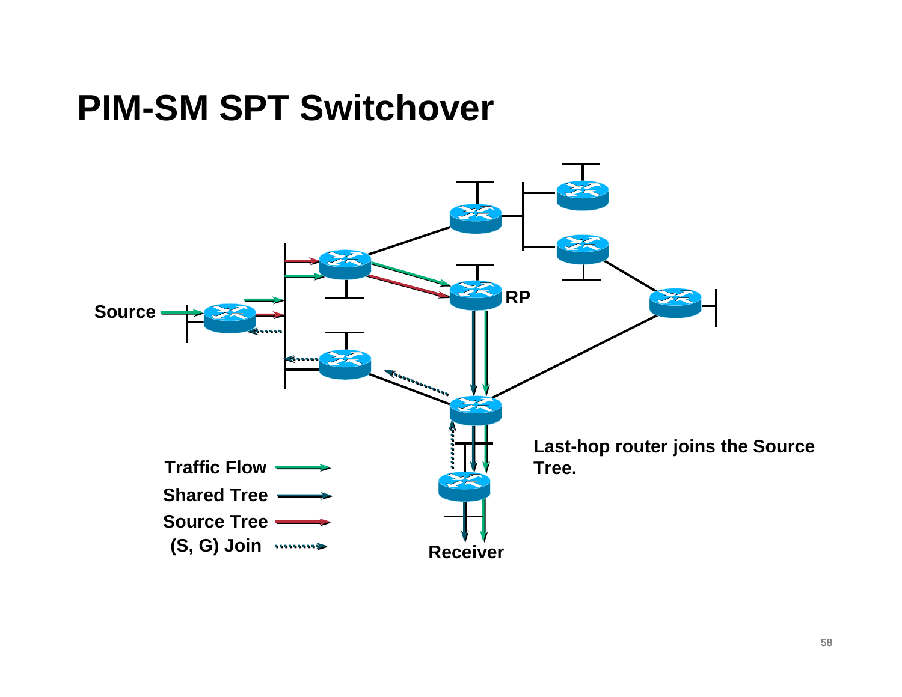# PIM-SM SPT Switchover

Source

RP

Receiver

Traffic Flow

Shared Tree

Source Tree

(S, G) Join

Last-hop router joins the Source Tree.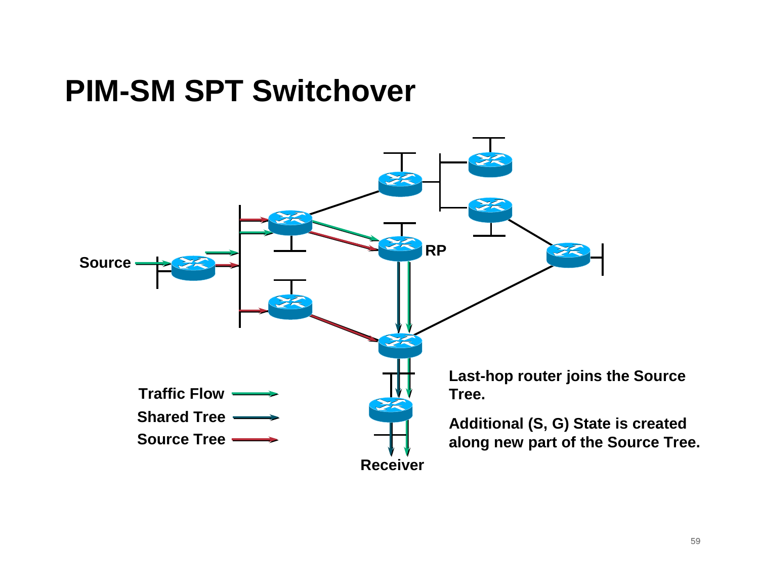# PIM-SM SPT Switchover

Source

RP

Receiver

Traffic Flow

Shared Tree

Source Tree

Last-hop router joins the Source Tree.

Additional (S, G) State is created along new part of the Source Tree.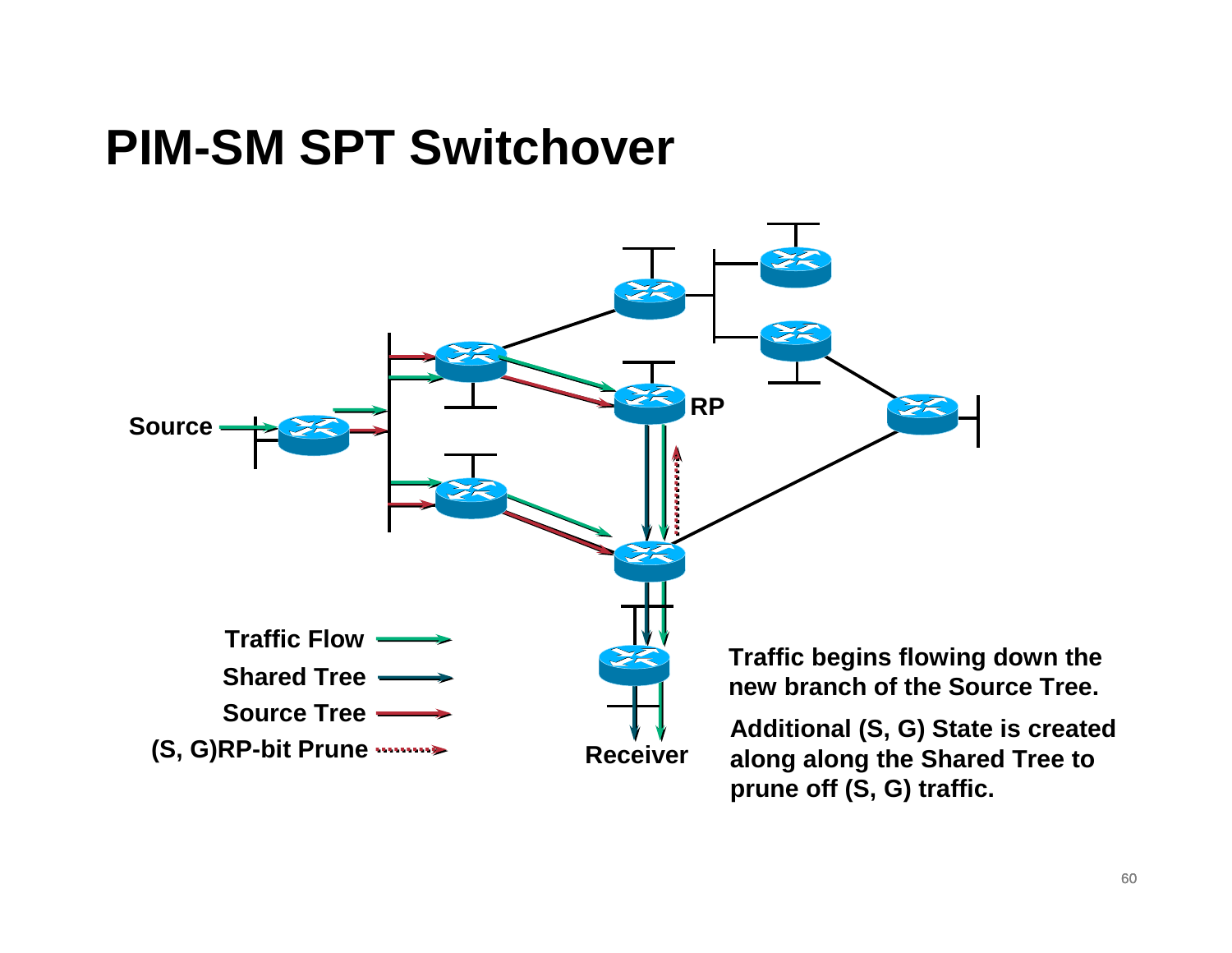# PIM-SM SPT Switchover

Source

RP

Receiver

Traffic Flow

Shared Tree

Source Tree

(S, G)RP-bit Prune

Traffic begins flowing down the new branch of the Source Tree.

Additional (S, G) State is created along along the Shared Tree to prune off (S, G) traffic.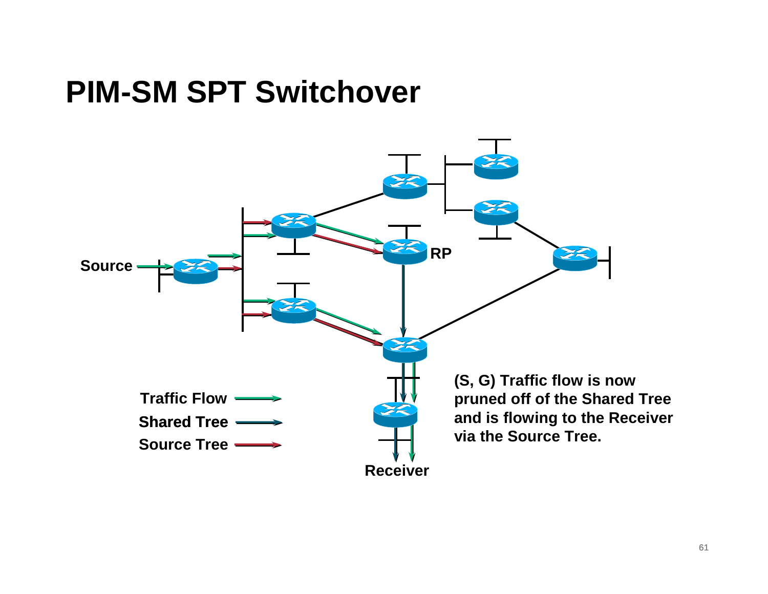# PIM-SM SPT Switchover

Source

RP

Receiver

Traffic Flow

Shared Tree

Source Tree

**(S, G) Traffic flow is now pruned off of the Shared Tree and is flowing to the Receiver via the Source Tree.**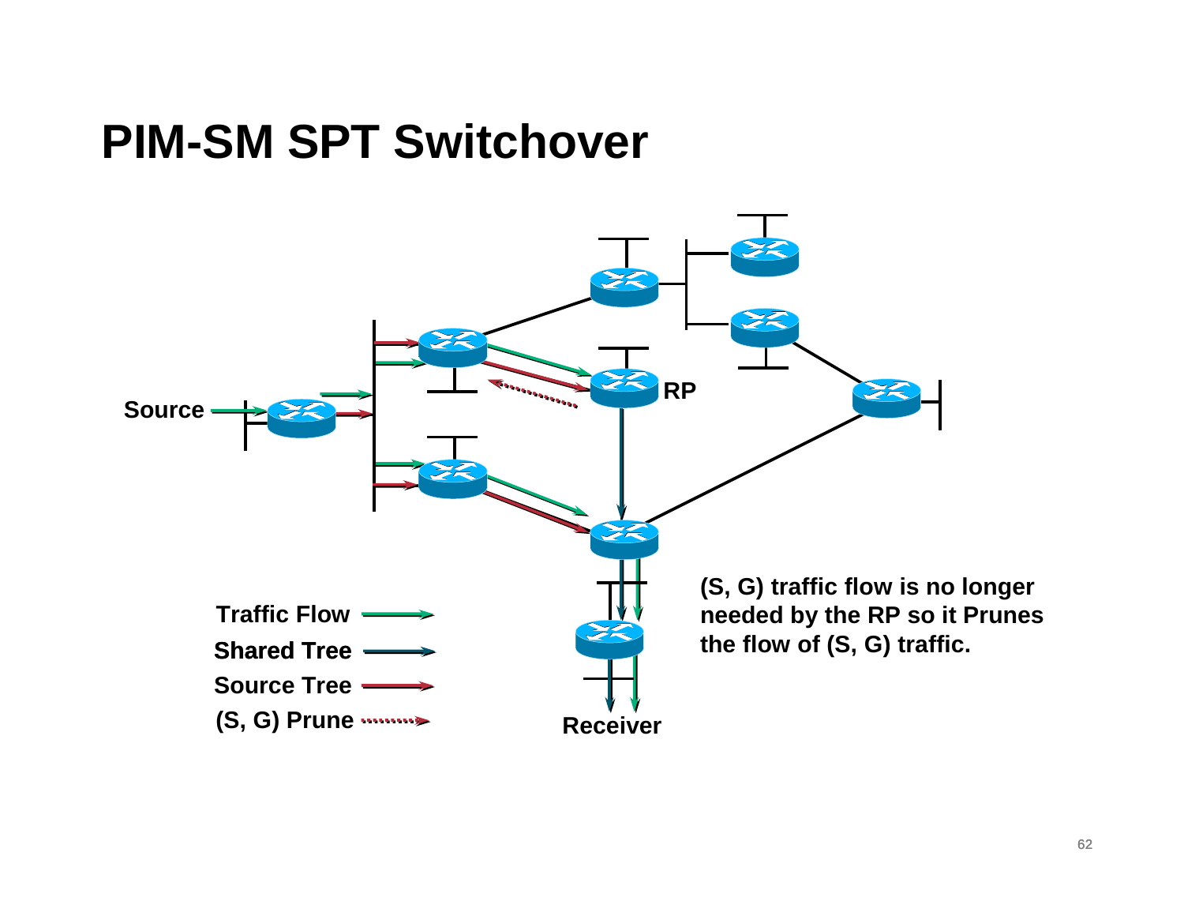# PIM-SM SPT Switchover

Source

RP

Receiver

Traffic Flow

Shared Tree

Source Tree

(S, G) Prune

(S, G) traffic flow is no longer needed by the RP so it Prunes the flow of (S, G) traffic.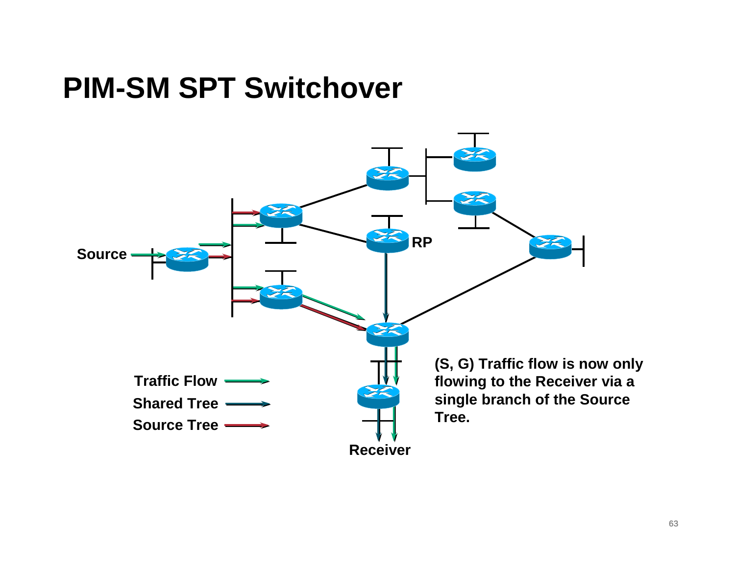# PIM-SM SPT Switchover

Source

RP

Receiver

Traffic Flow

Shared Tree

Source Tree

**(S, G) Traffic flow is now only flowing to the Receiver via a single branch of the Source Tree.**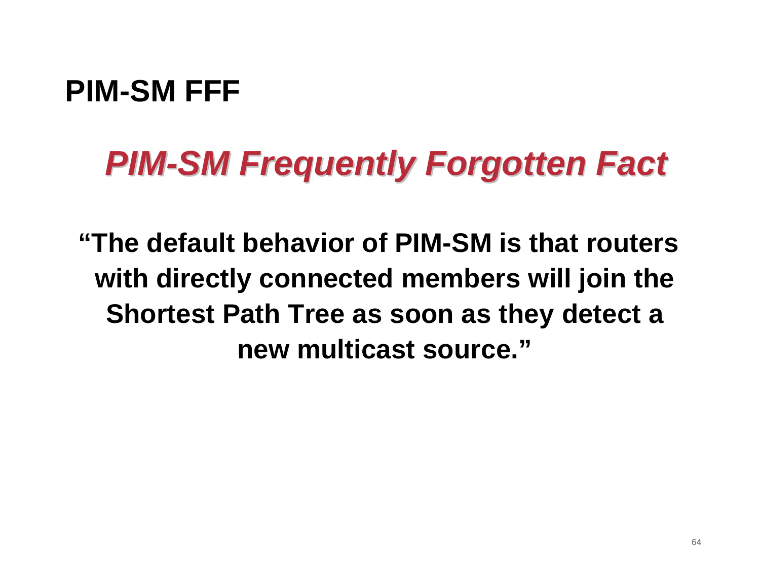# PIM-SM FFF

## *PIM-SM Frequently Forgotten Fact*

**"The default behavior of PIM-SM is that routers with directly connected members will join the Shortest Path Tree as soon as they detect a new multicast source."**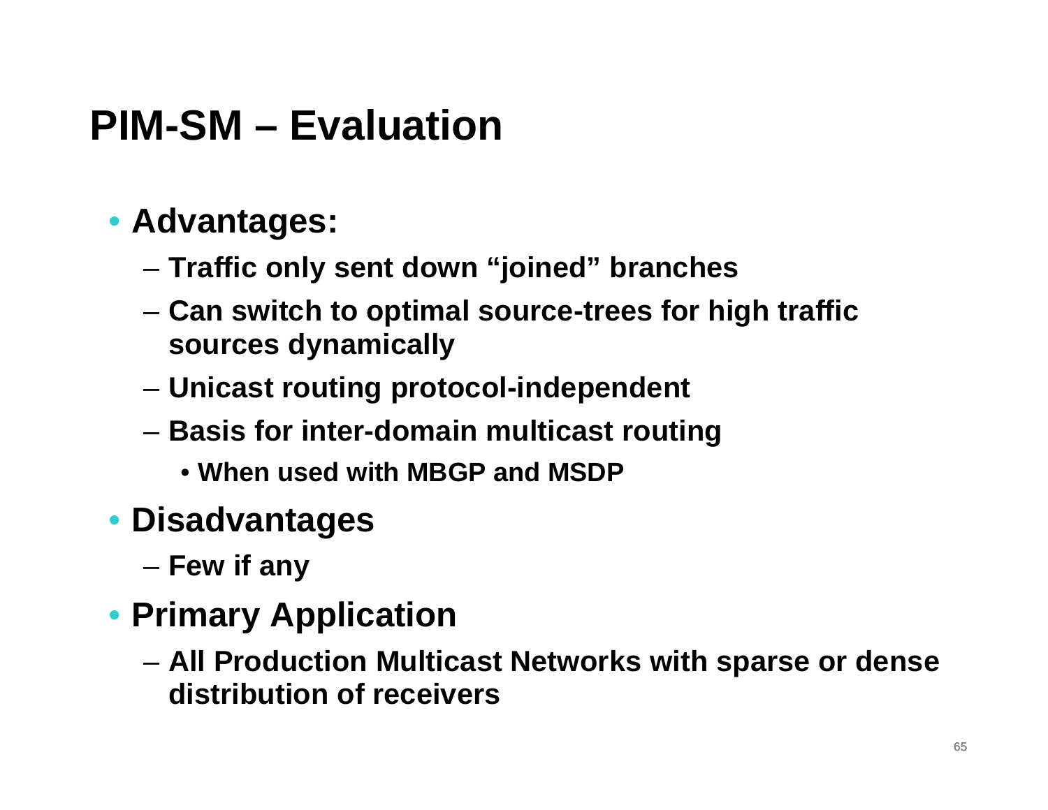# PIM-SM – Evaluation

- **Advantages:**
  - **Traffic only sent down "joined" branches**
  - **Can switch to optimal source-trees for high traffic sources dynamically**
  - **Unicast routing protocol-independent**
  - **Basis for inter-domain multicast routing**
    - **When used with MBGP and MSDP**
- **Disadvantages**
  - **Few if any**
- **Primary Application**
  - **All Production Multicast Networks with sparse or dense distribution of receivers**